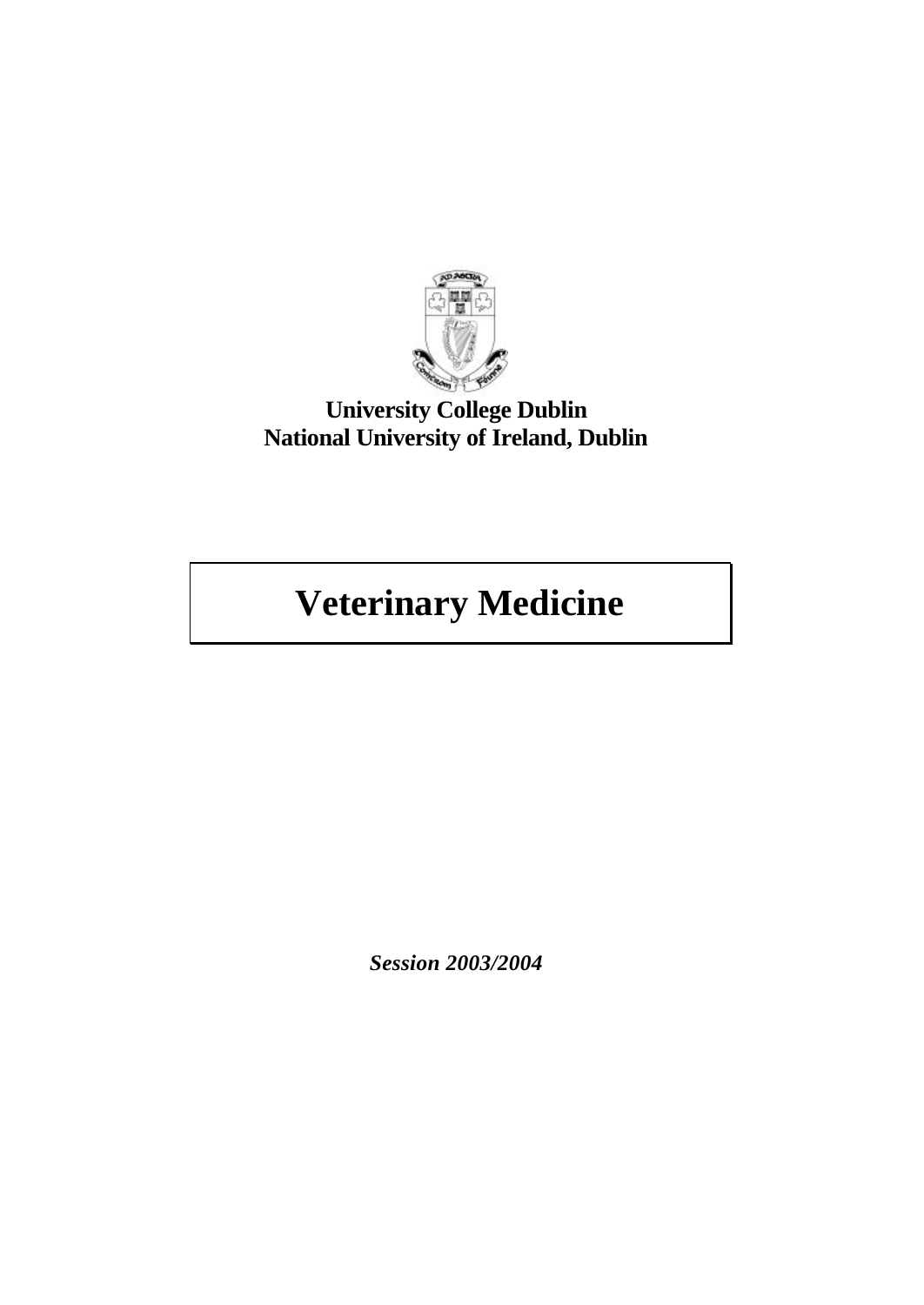**University College Dublin**
**National University of Ireland, Dublin**

# Veterinary Medicine

***Session 2003/2004***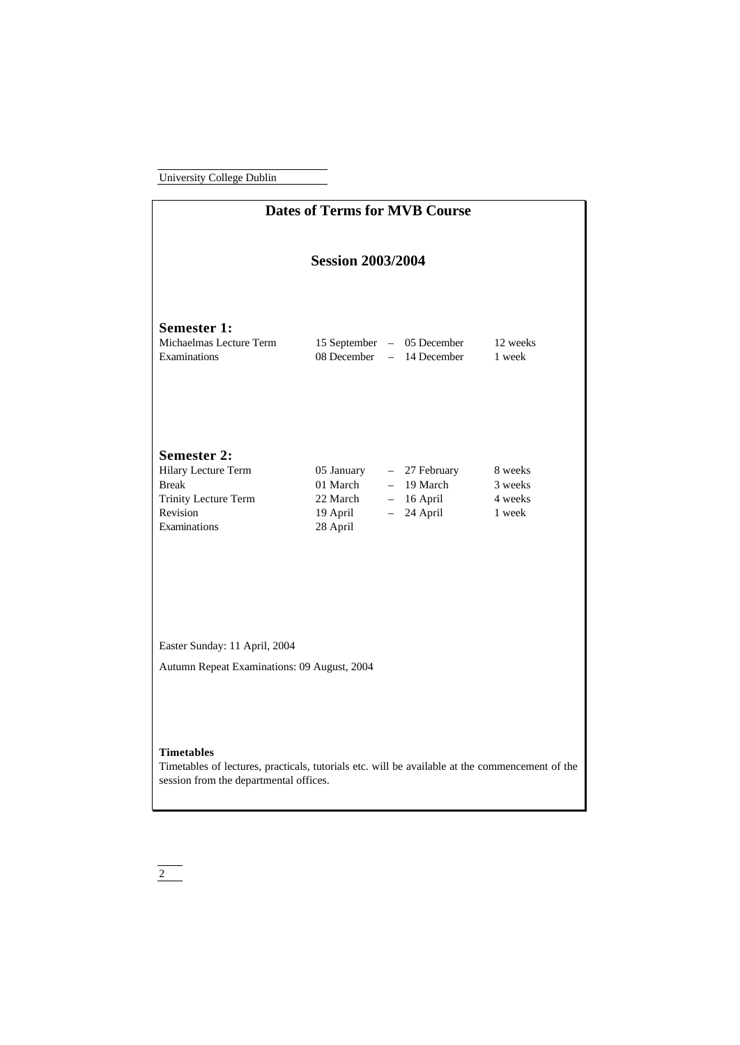# Dates of Terms for MVB Course

## Session 2003/2004

### Semester 1:

| | | | |
|---|---|---|---|
| Michaelmas Lecture Term | 15 September | – 05 December | 12 weeks |
| Examinations | 08 December | – 14 December | 1 week |

### Semester 2:

| | | | |
|---|---|---|---|
| Hilary Lecture Term | 05 January | – 27 February | 8 weeks |
| Break | 01 March | – 19 March | 3 weeks |
| Trinity Lecture Term | 22 March | – 16 April | 4 weeks |
| Revision | 19 April | – 24 April | 1 week |
| Examinations | 28 April | | |

Easter Sunday: 11 April, 2004

Autumn Repeat Examinations: 09 August, 2004

**Timetables**

Timetables of lectures, practicals, tutorials etc. will be available at the commencement of the session from the departmental offices.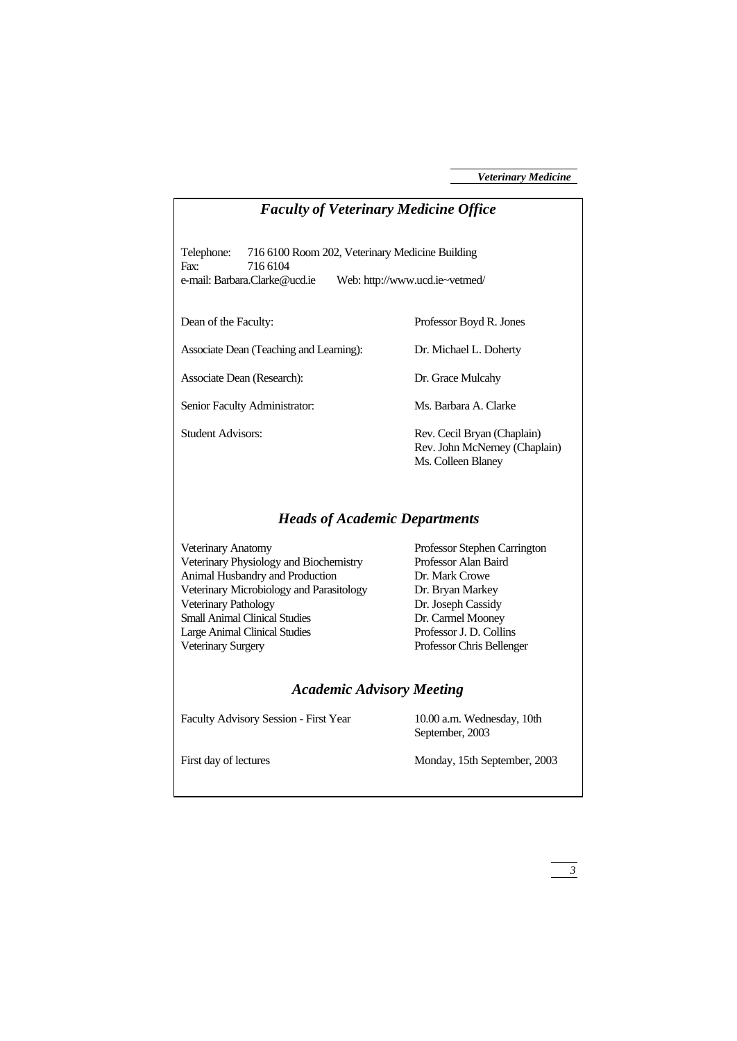## *Faculty of Veterinary Medicine Office*

Telephone: 716 6100 Room 202, Veterinary Medicine Building
Fax: 716 6104
e-mail: Barbara.Clarke@ucd.ie Web: http://www.ucd.ie~vetmed/

| | |
|---|---|
| Dean of the Faculty: | Professor Boyd R. Jones |
| Associate Dean (Teaching and Learning): | Dr. Michael L. Doherty |
| Associate Dean (Research): | Dr. Grace Mulcahy |
| Senior Faculty Administrator: | Ms. Barbara A. Clarke |
| Student Advisors: | Rev. Cecil Bryan (Chaplain)<br>Rev. John McNerney (Chaplain)<br>Ms. Colleen Blaney |

## *Heads of Academic Departments*

| | |
|---|---|
| Veterinary Anatomy | Professor Stephen Carrington |
| Veterinary Physiology and Biochemistry | Professor Alan Baird |
| Animal Husbandry and Production | Dr. Mark Crowe |
| Veterinary Microbiology and Parasitology | Dr. Bryan Markey |
| Veterinary Pathology | Dr. Joseph Cassidy |
| Small Animal Clinical Studies | Dr. Carmel Mooney |
| Large Animal Clinical Studies | Professor J. D. Collins |
| Veterinary Surgery | Professor Chris Bellenger |

## *Academic Advisory Meeting*

| | |
|---|---|
| Faculty Advisory Session - First Year | 10.00 a.m. Wednesday, 10th September, 2003 |
| First day of lectures | Monday, 15th September, 2003 |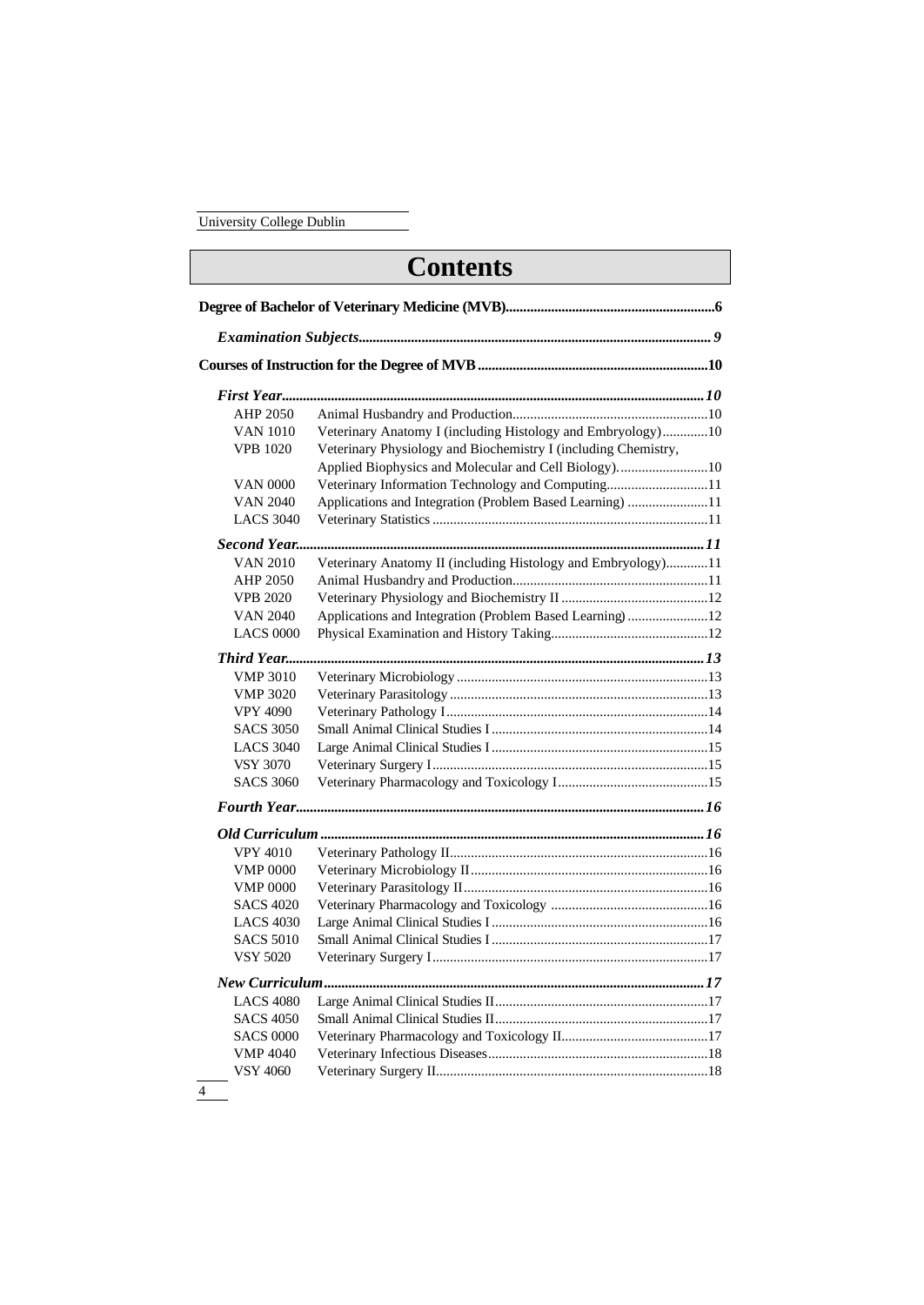# Contents

| | | |
|---|---|---|
| **Degree of Bachelor of Veterinary Medicine (MVB)** | | **6** |
| ***Examination Subjects*** | | ***9*** |
| **Courses of Instruction for the Degree of MVB** | | **10** |
| ***First Year*** | | ***10*** |
| AHP 2050 | Animal Husbandry and Production | 10 |
| VAN 1010 | Veterinary Anatomy I (including Histology and Embryology) | 10 |
| VPB 1020 | Veterinary Physiology and Biochemistry I (including Chemistry, Applied Biophysics and Molecular and Cell Biology). | 10 |
| VAN 0000 | Veterinary Information Technology and Computing | 11 |
| VAN 2040 | Applications and Integration (Problem Based Learning) | 11 |
| LACS 3040 | Veterinary Statistics | 11 |
| ***Second Year*** | | ***11*** |
| VAN 2010 | Veterinary Anatomy II (including Histology and Embryology) | 11 |
| AHP 2050 | Animal Husbandry and Production | 11 |
| VPB 2020 | Veterinary Physiology and Biochemistry II | 12 |
| VAN 2040 | Applications and Integration (Problem Based Learning) | 12 |
| LACS 0000 | Physical Examination and History Taking | 12 |
| ***Third Year*** | | ***13*** |
| VMP 3010 | Veterinary Microbiology | 13 |
| VMP 3020 | Veterinary Parasitology | 13 |
| VPY 4090 | Veterinary Pathology I | 14 |
| SACS 3050 | Small Animal Clinical Studies I | 14 |
| LACS 3040 | Large Animal Clinical Studies I | 15 |
| VSY 3070 | Veterinary Surgery I | 15 |
| SACS 3060 | Veterinary Pharmacology and Toxicology I | 15 |
| ***Fourth Year*** | | ***16*** |
| ***Old Curriculum*** | | ***16*** |
| VPY 4010 | Veterinary Pathology II | 16 |
| VMP 0000 | Veterinary Microbiology II | 16 |
| VMP 0000 | Veterinary Parasitology II | 16 |
| SACS 4020 | Veterinary Pharmacology and Toxicology | 16 |
| LACS 4030 | Large Animal Clinical Studies I | 16 |
| SACS 5010 | Small Animal Clinical Studies I | 17 |
| VSY 5020 | Veterinary Surgery I | 17 |
| ***New Curriculum*** | | ***17*** |
| LACS 4080 | Large Animal Clinical Studies II | 17 |
| SACS 4050 | Small Animal Clinical Studies II | 17 |
| SACS 0000 | Veterinary Pharmacology and Toxicology II | 17 |
| VMP 4040 | Veterinary Infectious Diseases | 18 |
| VSY 4060 | Veterinary Surgery II | 18 |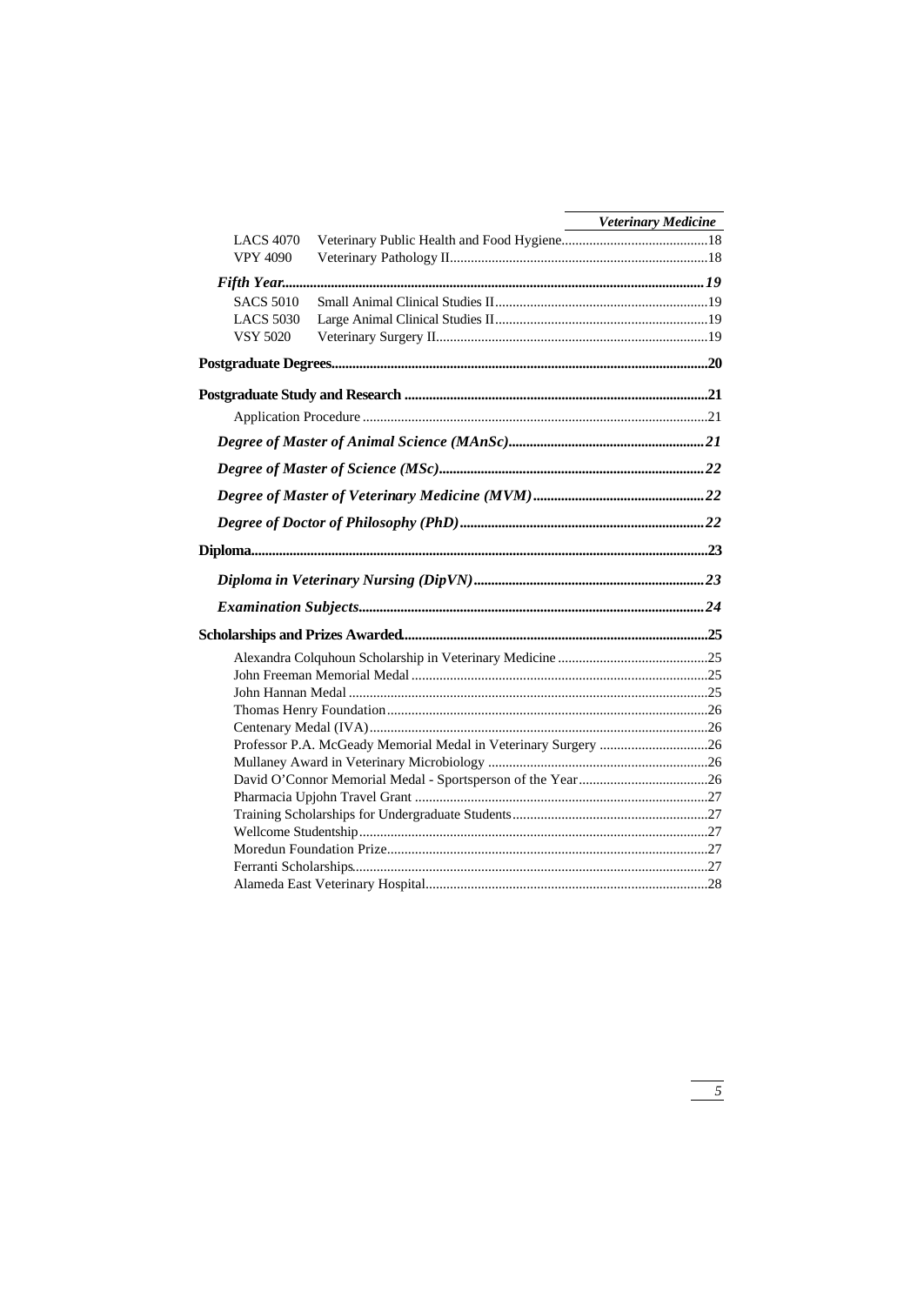| | | |
|---|---|---|
| LACS 4070 | Veterinary Public Health and Food Hygiene | 18 |
| VPY 4090 | Veterinary Pathology II | 18 |

***Fifth Year*** ........ ***19***

| | | |
|---|---|---|
| SACS 5010 | Small Animal Clinical Studies II | 19 |
| LACS 5030 | Large Animal Clinical Studies II | 19 |
| VSY 5020 | Veterinary Surgery II | 19 |

**Postgraduate Degrees** ........ **20**

**Postgraduate Study and Research** ........ **21**

Application Procedure ........ 21

***Degree of Master of Animal Science (MAnSc)*** ........ ***21***

***Degree of Master of Science (MSc)*** ........ ***22***

***Degree of Master of Veterinary Medicine (MVM)*** ........ ***22***

***Degree of Doctor of Philosophy (PhD)*** ........ ***22***

**Diploma** ........ **23**

***Diploma in Veterinary Nursing (DipVN)*** ........ ***23***

***Examination Subjects*** ........ ***24***

**Scholarships and Prizes Awarded** ........ **25**

Alexandra Colquhoun Scholarship in Veterinary Medicine ........ 25
John Freeman Memorial Medal ........ 25
John Hannan Medal ........ 25
Thomas Henry Foundation ........ 26
Centenary Medal (IVA) ........ 26
Professor P.A. McGeady Memorial Medal in Veterinary Surgery ........ 26
Mullaney Award in Veterinary Microbiology ........ 26
David O'Connor Memorial Medal - Sportsperson of the Year ........ 26
Pharmacia Upjohn Travel Grant ........ 27
Training Scholarships for Undergraduate Students ........ 27
Wellcome Studentship ........ 27
Moredun Foundation Prize ........ 27
Ferranti Scholarships ........ 27
Alameda East Veterinary Hospital ........ 28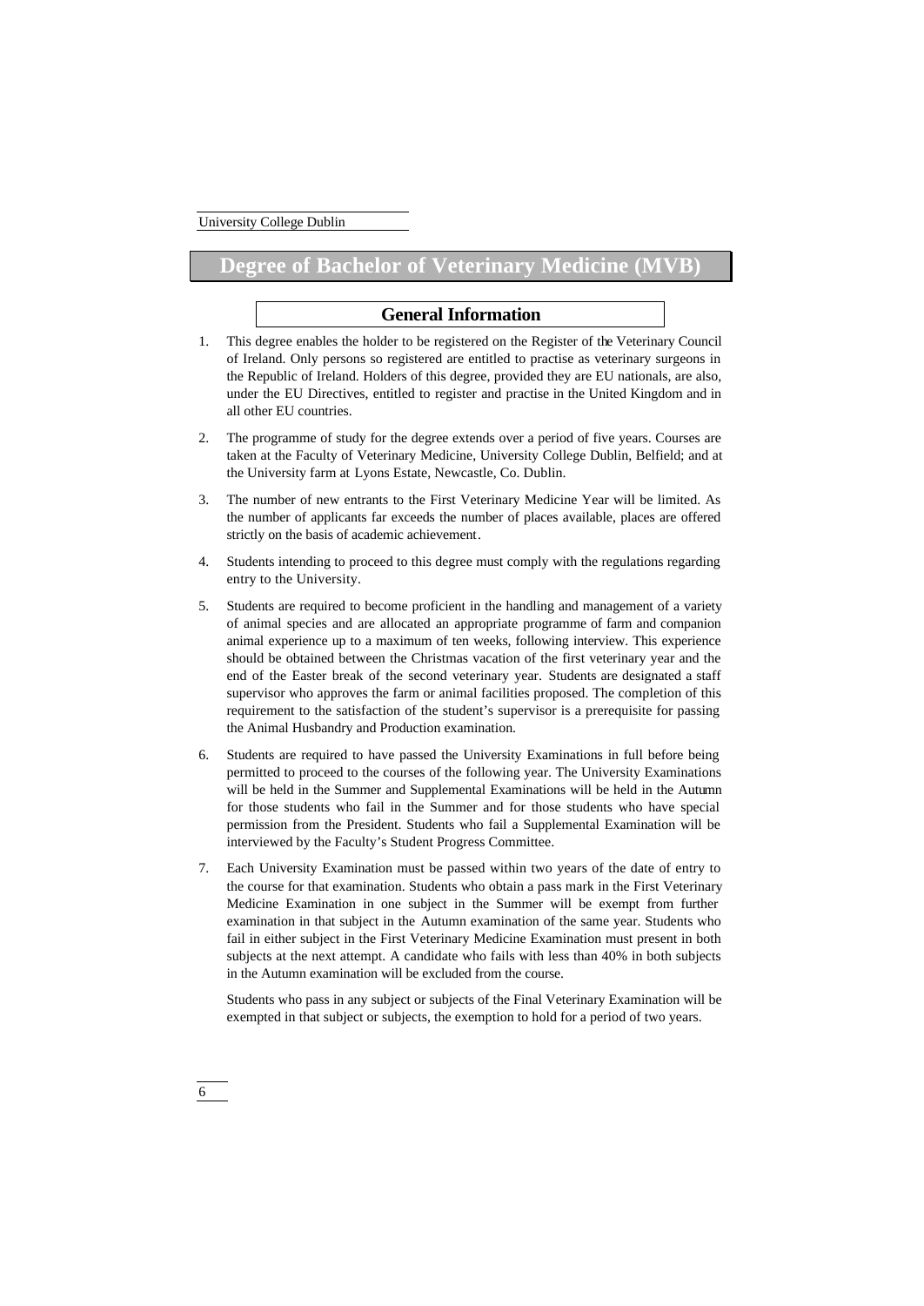# Degree of Bachelor of Veterinary Medicine (MVB)

## General Information

1. This degree enables the holder to be registered on the Register of the Veterinary Council of Ireland. Only persons so registered are entitled to practise as veterinary surgeons in the Republic of Ireland. Holders of this degree, provided they are EU nationals, are also, under the EU Directives, entitled to register and practise in the United Kingdom and in all other EU countries.

2. The programme of study for the degree extends over a period of five years. Courses are taken at the Faculty of Veterinary Medicine, University College Dublin, Belfield; and at the University farm at Lyons Estate, Newcastle, Co. Dublin.

3. The number of new entrants to the First Veterinary Medicine Year will be limited. As the number of applicants far exceeds the number of places available, places are offered strictly on the basis of academic achievement.

4. Students intending to proceed to this degree must comply with the regulations regarding entry to the University.

5. Students are required to become proficient in the handling and management of a variety of animal species and are allocated an appropriate programme of farm and companion animal experience up to a maximum of ten weeks, following interview. This experience should be obtained between the Christmas vacation of the first veterinary year and the end of the Easter break of the second veterinary year. Students are designated a staff supervisor who approves the farm or animal facilities proposed. The completion of this requirement to the satisfaction of the student's supervisor is a prerequisite for passing the Animal Husbandry and Production examination.

6. Students are required to have passed the University Examinations in full before being permitted to proceed to the courses of the following year. The University Examinations will be held in the Summer and Supplemental Examinations will be held in the Autumn for those students who fail in the Summer and for those students who have special permission from the President. Students who fail a Supplemental Examination will be interviewed by the Faculty's Student Progress Committee.

7. Each University Examination must be passed within two years of the date of entry to the course for that examination. Students who obtain a pass mark in the First Veterinary Medicine Examination in one subject in the Summer will be exempt from further examination in that subject in the Autumn examination of the same year. Students who fail in either subject in the First Veterinary Medicine Examination must present in both subjects at the next attempt. A candidate who fails with less than 40% in both subjects in the Autumn examination will be excluded from the course.

   Students who pass in any subject or subjects of the Final Veterinary Examination will be exempted in that subject or subjects, the exemption to hold for a period of two years.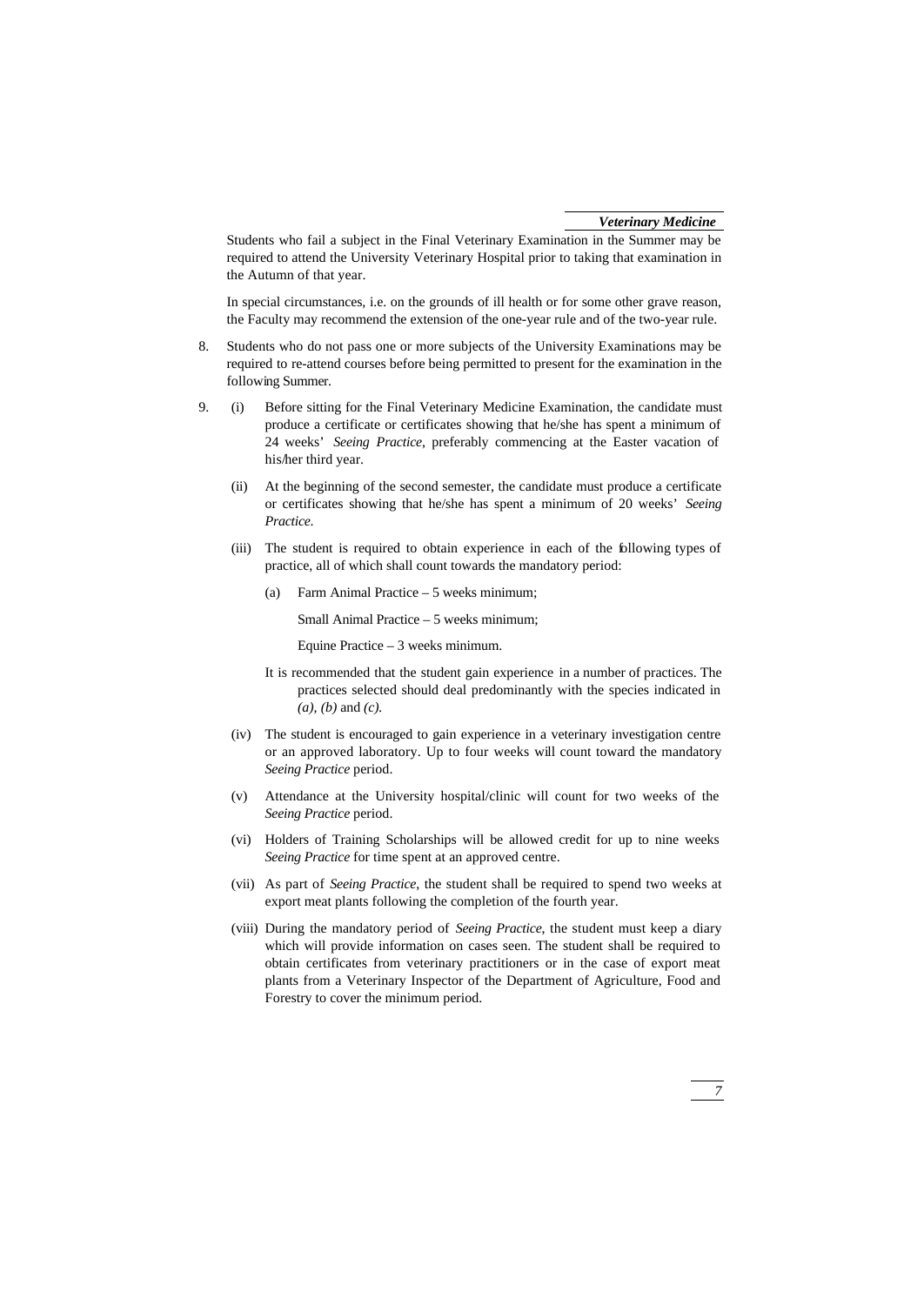Students who fail a subject in the Final Veterinary Examination in the Summer may be required to attend the University Veterinary Hospital prior to taking that examination in the Autumn of that year.

In special circumstances, i.e. on the grounds of ill health or for some other grave reason, the Faculty may recommend the extension of the one-year rule and of the two-year rule.

8. Students who do not pass one or more subjects of the University Examinations may be required to re-attend courses before being permitted to present for the examination in the following Summer.

9. (i) Before sitting for the Final Veterinary Medicine Examination, the candidate must produce a certificate or certificates showing that he/she has spent a minimum of 24 weeks' *Seeing Practice*, preferably commencing at the Easter vacation of his/her third year.

   (ii) At the beginning of the second semester, the candidate must produce a certificate or certificates showing that he/she has spent a minimum of 20 weeks' *Seeing Practice*.

   (iii) The student is required to obtain experience in each of the following types of practice, all of which shall count towards the mandatory period:

   (a) Farm Animal Practice – 5 weeks minimum;

   Small Animal Practice – 5 weeks minimum;

   Equine Practice – 3 weeks minimum.

   It is recommended that the student gain experience in a number of practices. The practices selected should deal predominantly with the species indicated in *(a)*, *(b)* and *(c)*.

   (iv) The student is encouraged to gain experience in a veterinary investigation centre or an approved laboratory. Up to four weeks will count toward the mandatory *Seeing Practice* period.

   (v) Attendance at the University hospital/clinic will count for two weeks of the *Seeing Practice* period.

   (vi) Holders of Training Scholarships will be allowed credit for up to nine weeks *Seeing Practice* for time spent at an approved centre.

   (vii) As part of *Seeing Practice*, the student shall be required to spend two weeks at export meat plants following the completion of the fourth year.

   (viii) During the mandatory period of *Seeing Practice*, the student must keep a diary which will provide information on cases seen. The student shall be required to obtain certificates from veterinary practitioners or in the case of export meat plants from a Veterinary Inspector of the Department of Agriculture, Food and Forestry to cover the minimum period.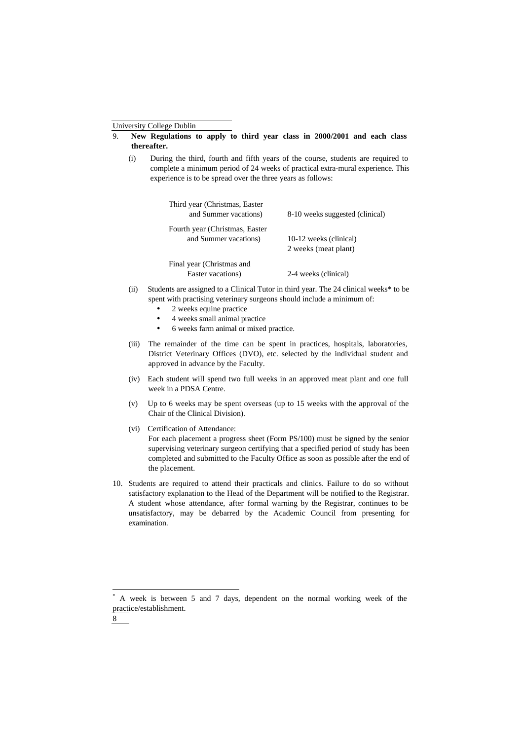9. **New Regulations to apply to third year class in 2000/2001 and each class thereafter.**

   (i) During the third, fourth and fifth years of the course, students are required to complete a minimum period of 24 weeks of practical extra-mural experience. This experience is to be spread over the three years as follows:

| | |
|---|---|
| Third year (Christmas, Easter and Summer vacations) | 8-10 weeks suggested (clinical) |
| Fourth year (Christmas, Easter and Summer vacations) | 10-12 weeks (clinical)<br>2 weeks (meat plant) |
| Final year (Christmas and Easter vacations) | 2-4 weeks (clinical) |

   (ii) Students are assigned to a Clinical Tutor in third year. The 24 clinical weeks* to be spent with practising veterinary surgeons should include a minimum of:

   - 2 weeks equine practice
   - 4 weeks small animal practice
   - 6 weeks farm animal or mixed practice.

   (iii) The remainder of the time can be spent in practices, hospitals, laboratories, District Veterinary Offices (DVO), etc. selected by the individual student and approved in advance by the Faculty.

   (iv) Each student will spend two full weeks in an approved meat plant and one full week in a PDSA Centre.

   (v) Up to 6 weeks may be spent overseas (up to 15 weeks with the approval of the Chair of the Clinical Division).

   (vi) Certification of Attendance:
   For each placement a progress sheet (Form PS/100) must be signed by the senior supervising veterinary surgeon certifying that a specified period of study has been completed and submitted to the Faculty Office as soon as possible after the end of the placement.

10. Students are required to attend their practicals and clinics. Failure to do so without satisfactory explanation to the Head of the Department will be notified to the Registrar. A student whose attendance, after formal warning by the Registrar, continues to be unsatisfactory, may be debarred by the Academic Council from presenting for examination.

---

* A week is between 5 and 7 days, dependent on the normal working week of the practice/establishment.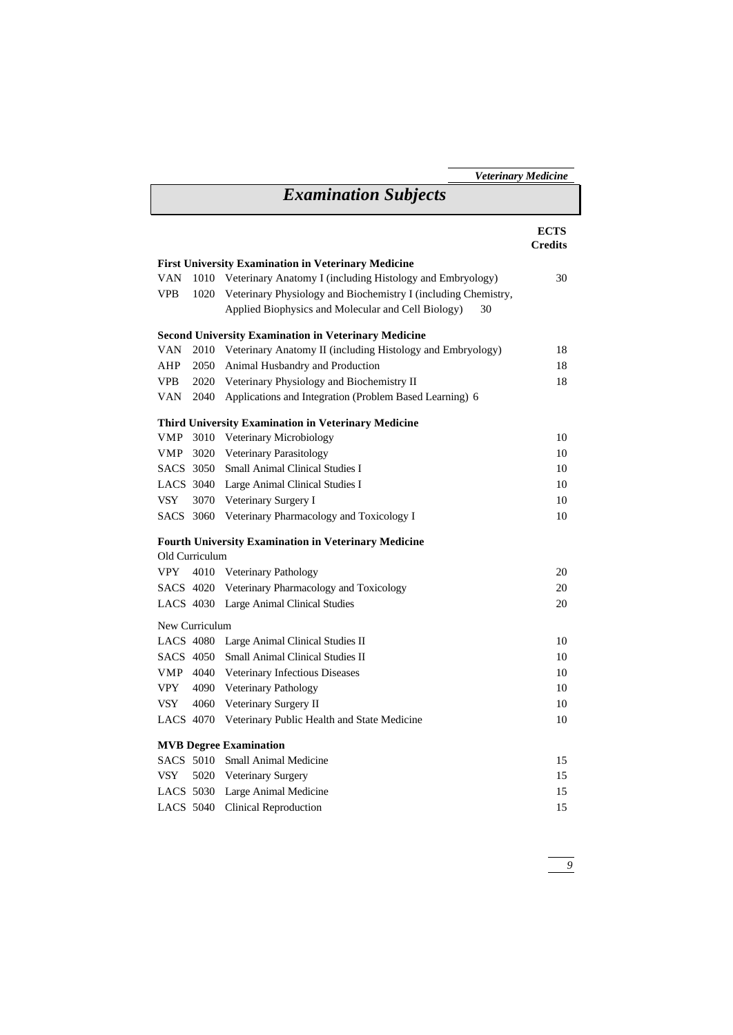# Examination Subjects

| | | | ECTS Credits |
|---|---|---|---|
| **First University Examination in Veterinary Medicine** | | | |
| VAN | 1010 | Veterinary Anatomy I (including Histology and Embryology) | 30 |
| VPB | 1020 | Veterinary Physiology and Biochemistry I (including Chemistry, Applied Biophysics and Molecular and Cell Biology) | 30 |
| **Second University Examination in Veterinary Medicine** | | | |
| VAN | 2010 | Veterinary Anatomy II (including Histology and Embryology) | 18 |
| AHP | 2050 | Animal Husbandry and Production | 18 |
| VPB | 2020 | Veterinary Physiology and Biochemistry II | 18 |
| VAN | 2040 | Applications and Integration (Problem Based Learning) | 6 |
| **Third University Examination in Veterinary Medicine** | | | |
| VMP | 3010 | Veterinary Microbiology | 10 |
| VMP | 3020 | Veterinary Parasitology | 10 |
| SACS | 3050 | Small Animal Clinical Studies I | 10 |
| LACS | 3040 | Large Animal Clinical Studies I | 10 |
| VSY | 3070 | Veterinary Surgery I | 10 |
| SACS | 3060 | Veterinary Pharmacology and Toxicology I | 10 |
| **Fourth University Examination in Veterinary Medicine** | | | |
| Old Curriculum | | | |
| VPY | 4010 | Veterinary Pathology | 20 |
| SACS | 4020 | Veterinary Pharmacology and Toxicology | 20 |
| LACS | 4030 | Large Animal Clinical Studies | 20 |
| New Curriculum | | | |
| LACS | 4080 | Large Animal Clinical Studies II | 10 |
| SACS | 4050 | Small Animal Clinical Studies II | 10 |
| VMP | 4040 | Veterinary Infectious Diseases | 10 |
| VPY | 4090 | Veterinary Pathology | 10 |
| VSY | 4060 | Veterinary Surgery II | 10 |
| LACS | 4070 | Veterinary Public Health and State Medicine | 10 |
| **MVB Degree Examination** | | | |
| SACS | 5010 | Small Animal Medicine | 15 |
| VSY | 5020 | Veterinary Surgery | 15 |
| LACS | 5030 | Large Animal Medicine | 15 |
| LACS | 5040 | Clinical Reproduction | 15 |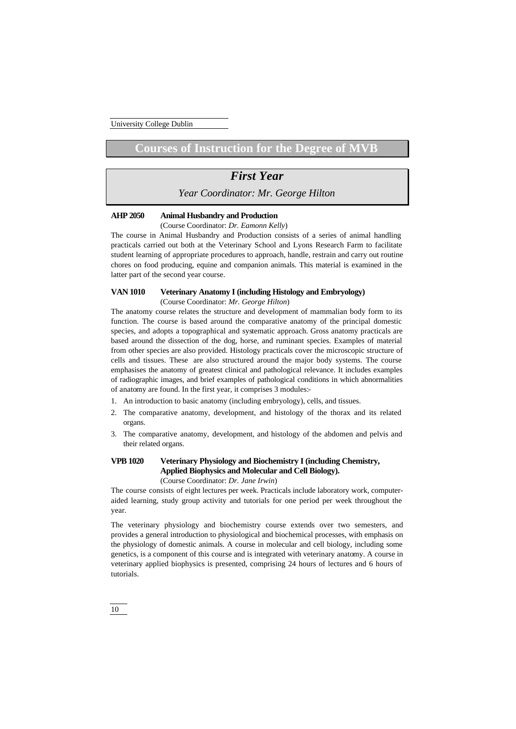# Courses of Instruction for the Degree of MVB

## *First Year*

*Year Coordinator: Mr. George Hilton*

### AHP 2050 Animal Husbandry and Production

(Course Coordinator: *Dr. Eamonn Kelly*)

The course in Animal Husbandry and Production consists of a series of animal handling practicals carried out both at the Veterinary School and Lyons Research Farm to facilitate student learning of appropriate procedures to approach, handle, restrain and carry out routine chores on food producing, equine and companion animals. This material is examined in the latter part of the second year course.

### VAN 1010 Veterinary Anatomy I (including Histology and Embryology)

(Course Coordinator: *Mr. George Hilton*)

The anatomy course relates the structure and development of mammalian body form to its function. The course is based around the comparative anatomy of the principal domestic species, and adopts a topographical and systematic approach. Gross anatomy practicals are based around the dissection of the dog, horse, and ruminant species. Examples of material from other species are also provided. Histology practicals cover the microscopic structure of cells and tissues. These are also structured around the major body systems. The course emphasises the anatomy of greatest clinical and pathological relevance. It includes examples of radiographic images, and brief examples of pathological conditions in which abnormalities of anatomy are found. In the first year, it comprises 3 modules:-

1. An introduction to basic anatomy (including embryology), cells, and tissues.
2. The comparative anatomy, development, and histology of the thorax and its related organs.
3. The comparative anatomy, development, and histology of the abdomen and pelvis and their related organs.

### VPB 1020 Veterinary Physiology and Biochemistry I (including Chemistry, Applied Biophysics and Molecular and Cell Biology).

(Course Coordinator: *Dr. Jane Irwin*)

The course consists of eight lectures per week. Practicals include laboratory work, computer-aided learning, study group activity and tutorials for one period per week throughout the year.

The veterinary physiology and biochemistry course extends over two semesters, and provides a general introduction to physiological and biochemical processes, with emphasis on the physiology of domestic animals. A course in molecular and cell biology, including some genetics, is a component of this course and is integrated with veterinary anatomy. A course in veterinary applied biophysics is presented, comprising 24 hours of lectures and 6 hours of tutorials.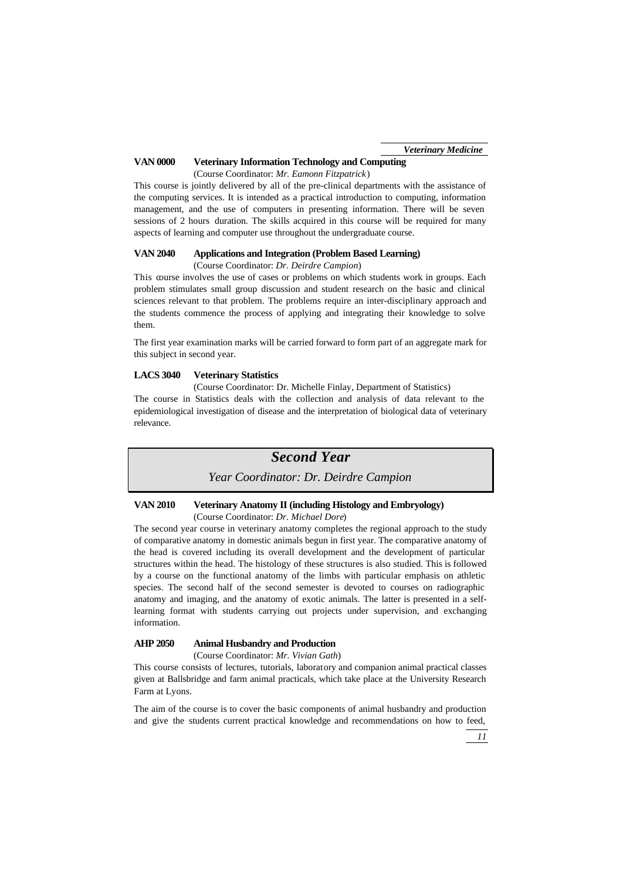### VAN 0000 Veterinary Information Technology and Computing

(Course Coordinator: *Mr. Eamonn Fitzpatrick*)

This course is jointly delivered by all of the pre-clinical departments with the assistance of the computing services. It is intended as a practical introduction to computing, information management, and the use of computers in presenting information. There will be seven sessions of 2 hours duration. The skills acquired in this course will be required for many aspects of learning and computer use throughout the undergraduate course.

### VAN 2040 Applications and Integration (Problem Based Learning)

(Course Coordinator: *Dr. Deirdre Campion*)

This course involves the use of cases or problems on which students work in groups. Each problem stimulates small group discussion and student research on the basic and clinical sciences relevant to that problem. The problems require an inter-disciplinary approach and the students commence the process of applying and integrating their knowledge to solve them.

The first year examination marks will be carried forward to form part of an aggregate mark for this subject in second year.

### LACS 3040 Veterinary Statistics

(Course Coordinator: Dr. Michelle Finlay, Department of Statistics)

The course in Statistics deals with the collection and analysis of data relevant to the epidemiological investigation of disease and the interpretation of biological data of veterinary relevance.

## *Second Year*

*Year Coordinator: Dr. Deirdre Campion*

### VAN 2010 Veterinary Anatomy II (including Histology and Embryology)

(Course Coordinator: *Dr. Michael Dore*)

The second year course in veterinary anatomy completes the regional approach to the study of comparative anatomy in domestic animals begun in first year. The comparative anatomy of the head is covered including its overall development and the development of particular structures within the head. The histology of these structures is also studied. This is followed by a course on the functional anatomy of the limbs with particular emphasis on athletic species. The second half of the second semester is devoted to courses on radiographic anatomy and imaging, and the anatomy of exotic animals. The latter is presented in a self-learning format with students carrying out projects under supervision, and exchanging information.

### AHP 2050 Animal Husbandry and Production

(Course Coordinator: *Mr. Vivian Gath*)

This course consists of lectures, tutorials, laboratory and companion animal practical classes given at Ballsbridge and farm animal practicals, which take place at the University Research Farm at Lyons.

The aim of the course is to cover the basic components of animal husbandry and production and give the students current practical knowledge and recommendations on how to feed,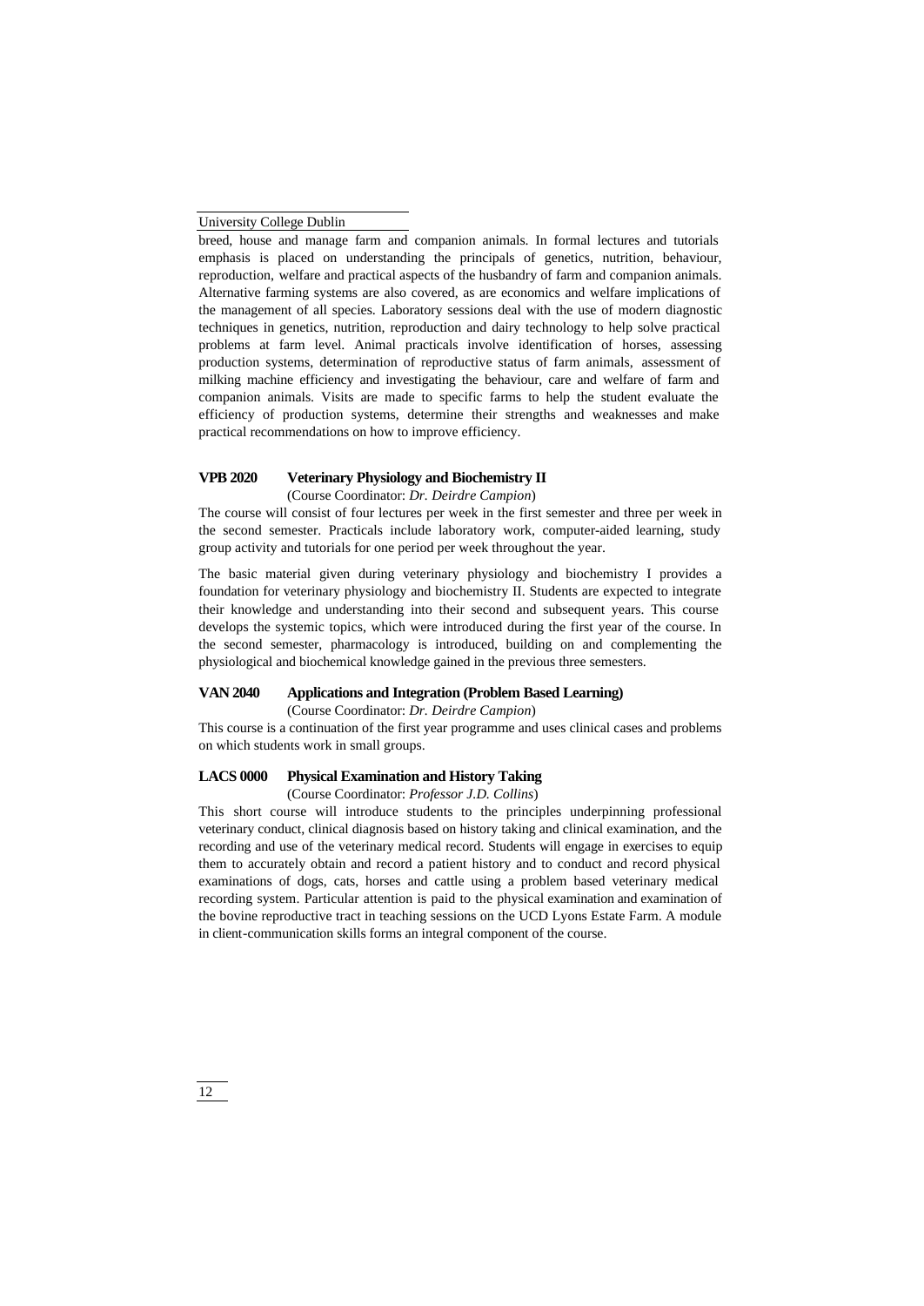breed, house and manage farm and companion animals. In formal lectures and tutorials emphasis is placed on understanding the principals of genetics, nutrition, behaviour, reproduction, welfare and practical aspects of the husbandry of farm and companion animals. Alternative farming systems are also covered, as are economics and welfare implications of the management of all species. Laboratory sessions deal with the use of modern diagnostic techniques in genetics, nutrition, reproduction and dairy technology to help solve practical problems at farm level. Animal practicals involve identification of horses, assessing production systems, determination of reproductive status of farm animals, assessment of milking machine efficiency and investigating the behaviour, care and welfare of farm and companion animals. Visits are made to specific farms to help the student evaluate the efficiency of production systems, determine their strengths and weaknesses and make practical recommendations on how to improve efficiency.

### VPB 2020 Veterinary Physiology and Biochemistry II

(Course Coordinator: *Dr. Deirdre Campion*)

The course will consist of four lectures per week in the first semester and three per week in the second semester. Practicals include laboratory work, computer-aided learning, study group activity and tutorials for one period per week throughout the year.

The basic material given during veterinary physiology and biochemistry I provides a foundation for veterinary physiology and biochemistry II. Students are expected to integrate their knowledge and understanding into their second and subsequent years. This course develops the systemic topics, which were introduced during the first year of the course. In the second semester, pharmacology is introduced, building on and complementing the physiological and biochemical knowledge gained in the previous three semesters.

### VAN 2040 Applications and Integration (Problem Based Learning)

(Course Coordinator: *Dr. Deirdre Campion*)

This course is a continuation of the first year programme and uses clinical cases and problems on which students work in small groups.

### LACS 0000 Physical Examination and History Taking

(Course Coordinator: *Professor J.D. Collins*)

This short course will introduce students to the principles underpinning professional veterinary conduct, clinical diagnosis based on history taking and clinical examination, and the recording and use of the veterinary medical record. Students will engage in exercises to equip them to accurately obtain and record a patient history and to conduct and record physical examinations of dogs, cats, horses and cattle using a problem based veterinary medical recording system. Particular attention is paid to the physical examination and examination of the bovine reproductive tract in teaching sessions on the UCD Lyons Estate Farm. A module in client-communication skills forms an integral component of the course.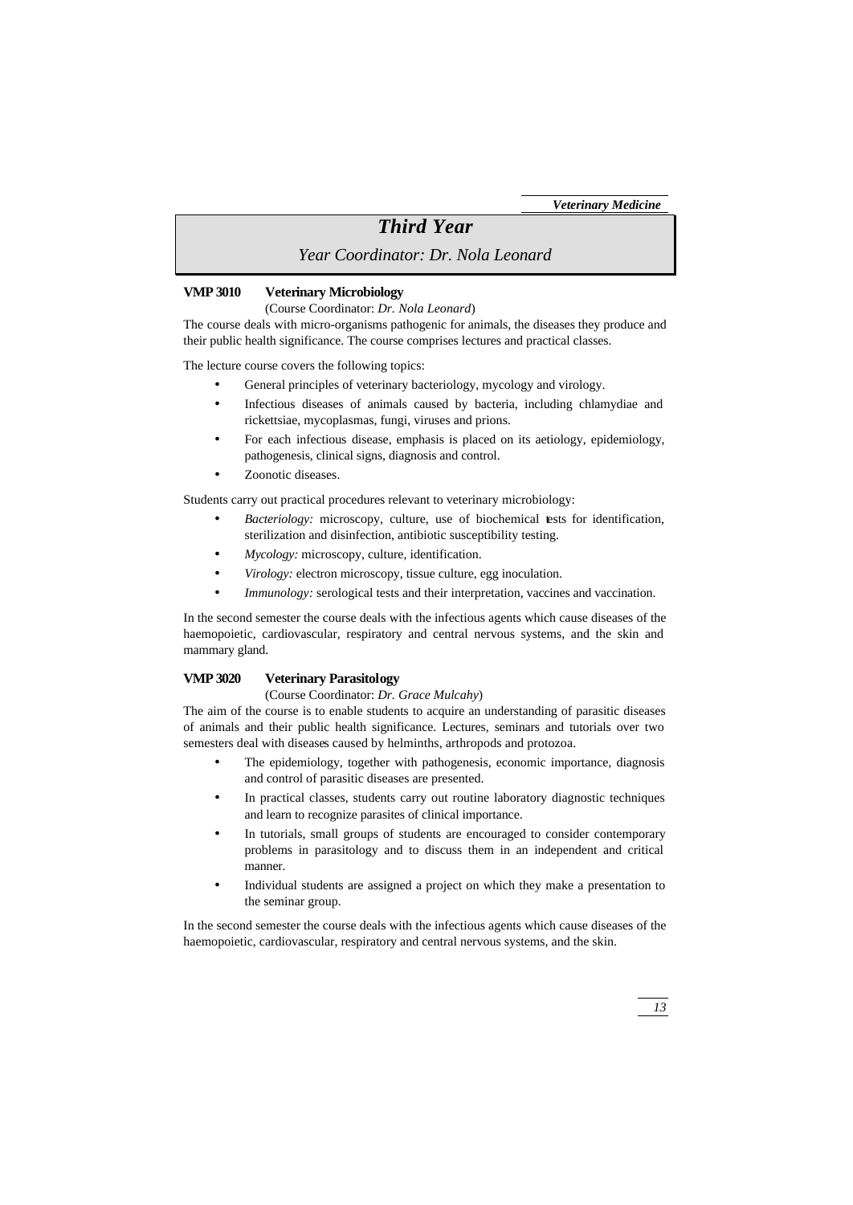# Third Year

*Year Coordinator: Dr. Nola Leonard*

### VMP 3010 Veterinary Microbiology

(Course Coordinator: *Dr. Nola Leonard*)

The course deals with micro-organisms pathogenic for animals, the diseases they produce and their public health significance. The course comprises lectures and practical classes.

The lecture course covers the following topics:

- General principles of veterinary bacteriology, mycology and virology.
- Infectious diseases of animals caused by bacteria, including chlamydiae and rickettsiae, mycoplasmas, fungi, viruses and prions.
- For each infectious disease, emphasis is placed on its aetiology, epidemiology, pathogenesis, clinical signs, diagnosis and control.
- Zoonotic diseases.

Students carry out practical procedures relevant to veterinary microbiology:

- *Bacteriology:* microscopy, culture, use of biochemical tests for identification, sterilization and disinfection, antibiotic susceptibility testing.
- *Mycology:* microscopy, culture, identification.
- *Virology:* electron microscopy, tissue culture, egg inoculation.
- *Immunology:* serological tests and their interpretation, vaccines and vaccination.

In the second semester the course deals with the infectious agents which cause diseases of the haemopoietic, cardiovascular, respiratory and central nervous systems, and the skin and mammary gland.

### VMP 3020 Veterinary Parasitology

(Course Coordinator: *Dr. Grace Mulcahy*)

The aim of the course is to enable students to acquire an understanding of parasitic diseases of animals and their public health significance. Lectures, seminars and tutorials over two semesters deal with diseases caused by helminths, arthropods and protozoa.

- The epidemiology, together with pathogenesis, economic importance, diagnosis and control of parasitic diseases are presented.
- In practical classes, students carry out routine laboratory diagnostic techniques and learn to recognize parasites of clinical importance.
- In tutorials, small groups of students are encouraged to consider contemporary problems in parasitology and to discuss them in an independent and critical manner.
- Individual students are assigned a project on which they make a presentation to the seminar group.

In the second semester the course deals with the infectious agents which cause diseases of the haemopoietic, cardiovascular, respiratory and central nervous systems, and the skin.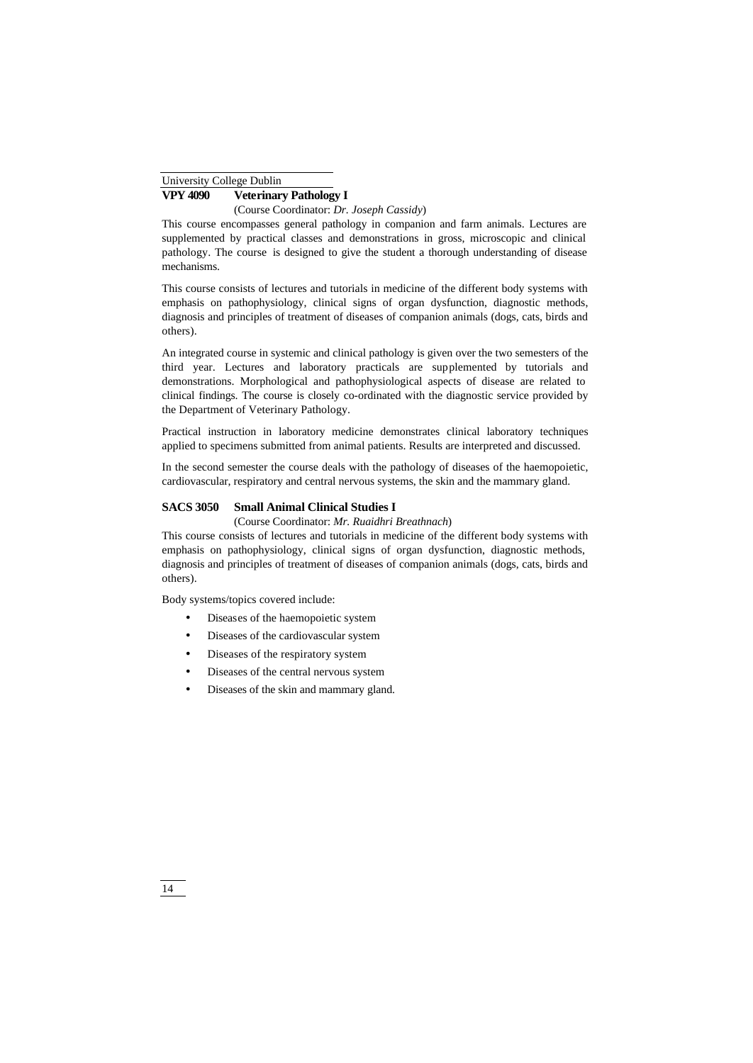**VPY 4090 Veterinary Pathology I**

(Course Coordinator: *Dr. Joseph Cassidy*)

This course encompasses general pathology in companion and farm animals. Lectures are supplemented by practical classes and demonstrations in gross, microscopic and clinical pathology. The course is designed to give the student a thorough understanding of disease mechanisms.

This course consists of lectures and tutorials in medicine of the different body systems with emphasis on pathophysiology, clinical signs of organ dysfunction, diagnostic methods, diagnosis and principles of treatment of diseases of companion animals (dogs, cats, birds and others).

An integrated course in systemic and clinical pathology is given over the two semesters of the third year. Lectures and laboratory practicals are supplemented by tutorials and demonstrations. Morphological and pathophysiological aspects of disease are related to clinical findings. The course is closely co-ordinated with the diagnostic service provided by the Department of Veterinary Pathology.

Practical instruction in laboratory medicine demonstrates clinical laboratory techniques applied to specimens submitted from animal patients. Results are interpreted and discussed.

In the second semester the course deals with the pathology of diseases of the haemopoietic, cardiovascular, respiratory and central nervous systems, the skin and the mammary gland.

**SACS 3050 Small Animal Clinical Studies I**

(Course Coordinator: *Mr. Ruaidhri Breathnach*)

This course consists of lectures and tutorials in medicine of the different body systems with emphasis on pathophysiology, clinical signs of organ dysfunction, diagnostic methods, diagnosis and principles of treatment of diseases of companion animals (dogs, cats, birds and others).

Body systems/topics covered include:

- Diseases of the haemopoietic system
- Diseases of the cardiovascular system
- Diseases of the respiratory system
- Diseases of the central nervous system
- Diseases of the skin and mammary gland.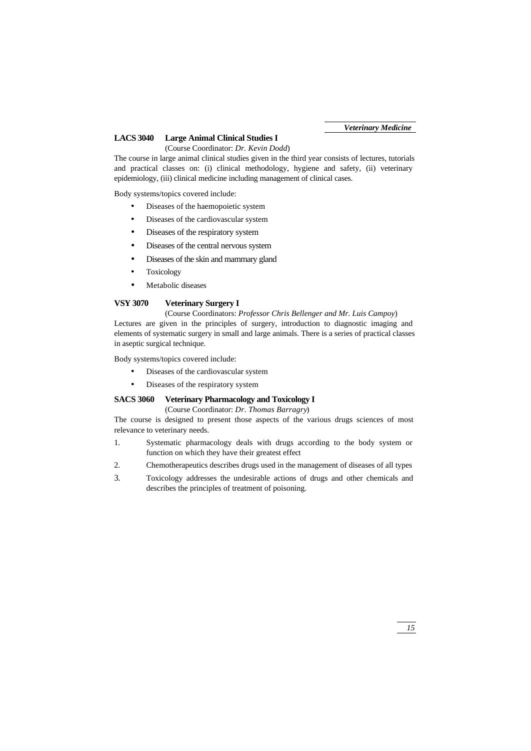### LACS 3040 Large Animal Clinical Studies I

(Course Coordinator: *Dr. Kevin Dodd*)

The course in large animal clinical studies given in the third year consists of lectures, tutorials and practical classes on: (i) clinical methodology, hygiene and safety, (ii) veterinary epidemiology, (iii) clinical medicine including management of clinical cases.

Body systems/topics covered include:

- Diseases of the haemopoietic system
- Diseases of the cardiovascular system
- Diseases of the respiratory system
- Diseases of the central nervous system
- Diseases of the skin and mammary gland
- Toxicology
- Metabolic diseases

### VSY 3070 Veterinary Surgery I

(Course Coordinators: *Professor Chris Bellenger and Mr. Luis Campoy*)

Lectures are given in the principles of surgery, introduction to diagnostic imaging and elements of systematic surgery in small and large animals. There is a series of practical classes in aseptic surgical technique.

Body systems/topics covered include:

- Diseases of the cardiovascular system
- Diseases of the respiratory system

### SACS 3060 Veterinary Pharmacology and Toxicology I

(Course Coordinator: *Dr. Thomas Barragry*)

The course is designed to present those aspects of the various drugs sciences of most relevance to veterinary needs.

1. Systematic pharmacology deals with drugs according to the body system or function on which they have their greatest effect
2. Chemotherapeutics describes drugs used in the management of diseases of all types
3. Toxicology addresses the undesirable actions of drugs and other chemicals and describes the principles of treatment of poisoning.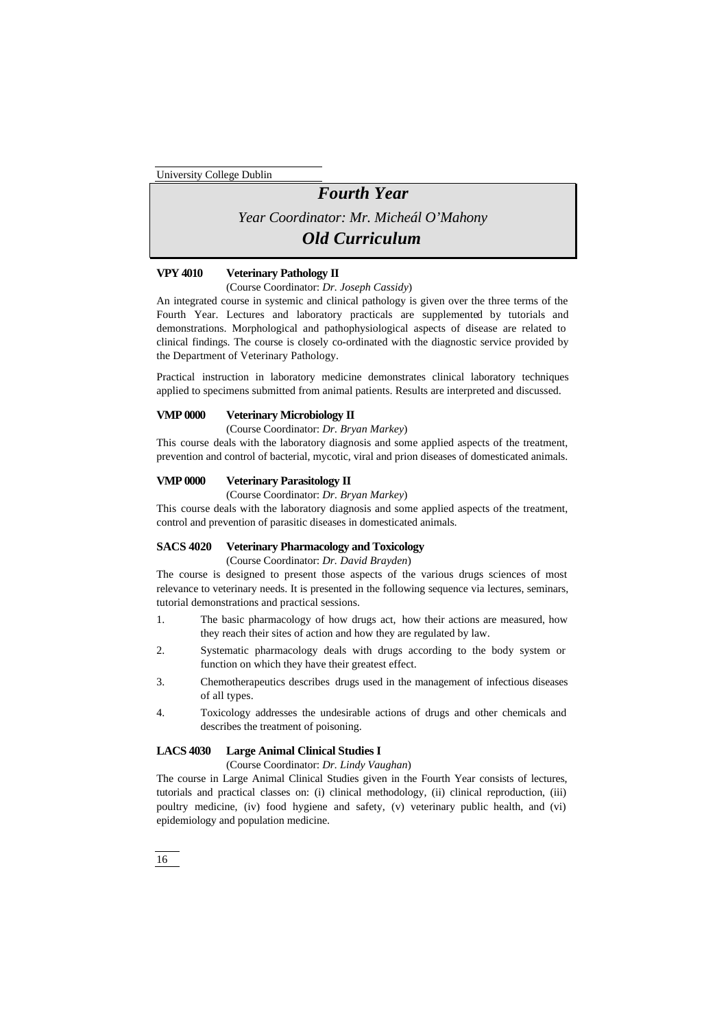# Fourth Year

*Year Coordinator: Mr. Micheál O'Mahony*

## *Old Curriculum*

**VPY 4010 Veterinary Pathology II**

(Course Coordinator: *Dr. Joseph Cassidy*)

An integrated course in systemic and clinical pathology is given over the three terms of the Fourth Year. Lectures and laboratory practicals are supplemented by tutorials and demonstrations. Morphological and pathophysiological aspects of disease are related to clinical findings. The course is closely co-ordinated with the diagnostic service provided by the Department of Veterinary Pathology.

Practical instruction in laboratory medicine demonstrates clinical laboratory techniques applied to specimens submitted from animal patients. Results are interpreted and discussed.

**VMP 0000 Veterinary Microbiology II**

(Course Coordinator: *Dr. Bryan Markey*)

This course deals with the laboratory diagnosis and some applied aspects of the treatment, prevention and control of bacterial, mycotic, viral and prion diseases of domesticated animals.

**VMP 0000 Veterinary Parasitology II**

(Course Coordinator: *Dr. Bryan Markey*)

This course deals with the laboratory diagnosis and some applied aspects of the treatment, control and prevention of parasitic diseases in domesticated animals.

**SACS 4020 Veterinary Pharmacology and Toxicology**

(Course Coordinator: *Dr. David Brayden*)

The course is designed to present those aspects of the various drugs sciences of most relevance to veterinary needs. It is presented in the following sequence via lectures, seminars, tutorial demonstrations and practical sessions.

1. The basic pharmacology of how drugs act, how their actions are measured, how they reach their sites of action and how they are regulated by law.
2. Systematic pharmacology deals with drugs according to the body system or function on which they have their greatest effect.
3. Chemotherapeutics describes drugs used in the management of infectious diseases of all types.
4. Toxicology addresses the undesirable actions of drugs and other chemicals and describes the treatment of poisoning.

**LACS 4030 Large Animal Clinical Studies I**

(Course Coordinator: *Dr. Lindy Vaughan*)

The course in Large Animal Clinical Studies given in the Fourth Year consists of lectures, tutorials and practical classes on: (i) clinical methodology, (ii) clinical reproduction, (iii) poultry medicine, (iv) food hygiene and safety, (v) veterinary public health, and (vi) epidemiology and population medicine.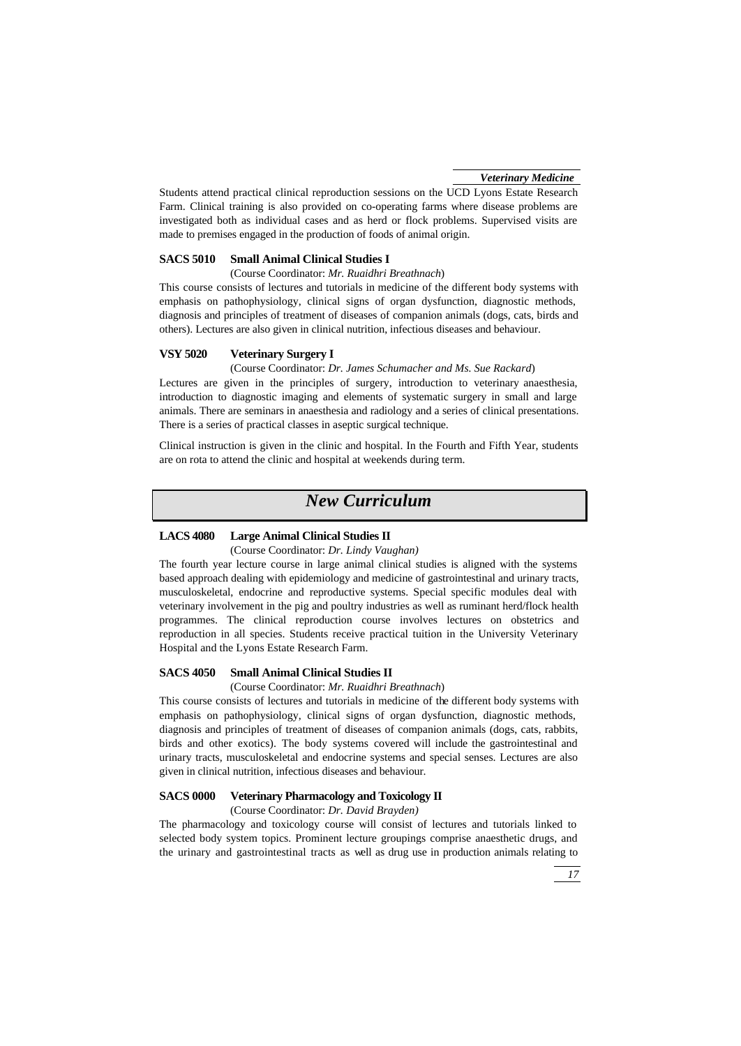Students attend practical clinical reproduction sessions on the UCD Lyons Estate Research Farm. Clinical training is also provided on co-operating farms where disease problems are investigated both as individual cases and as herd or flock problems. Supervised visits are made to premises engaged in the production of foods of animal origin.

### SACS 5010 Small Animal Clinical Studies I

(Course Coordinator: *Mr. Ruaidhri Breathnach*)

This course consists of lectures and tutorials in medicine of the different body systems with emphasis on pathophysiology, clinical signs of organ dysfunction, diagnostic methods, diagnosis and principles of treatment of diseases of companion animals (dogs, cats, birds and others). Lectures are also given in clinical nutrition, infectious diseases and behaviour.

### VSY 5020 Veterinary Surgery I

(Course Coordinator: *Dr. James Schumacher and Ms. Sue Rackard*)

Lectures are given in the principles of surgery, introduction to veterinary anaesthesia, introduction to diagnostic imaging and elements of systematic surgery in small and large animals. There are seminars in anaesthesia and radiology and a series of clinical presentations. There is a series of practical classes in aseptic surgical technique.

Clinical instruction is given in the clinic and hospital. In the Fourth and Fifth Year, students are on rota to attend the clinic and hospital at weekends during term.

## *New Curriculum*

### LACS 4080 Large Animal Clinical Studies II

(Course Coordinator: *Dr. Lindy Vaughan)*

The fourth year lecture course in large animal clinical studies is aligned with the systems based approach dealing with epidemiology and medicine of gastrointestinal and urinary tracts, musculoskeletal, endocrine and reproductive systems. Special specific modules deal with veterinary involvement in the pig and poultry industries as well as ruminant herd/flock health programmes. The clinical reproduction course involves lectures on obstetrics and reproduction in all species. Students receive practical tuition in the University Veterinary Hospital and the Lyons Estate Research Farm.

### SACS 4050 Small Animal Clinical Studies II

(Course Coordinator: *Mr. Ruaidhri Breathnach*)

This course consists of lectures and tutorials in medicine of the different body systems with emphasis on pathophysiology, clinical signs of organ dysfunction, diagnostic methods, diagnosis and principles of treatment of diseases of companion animals (dogs, cats, rabbits, birds and other exotics). The body systems covered will include the gastrointestinal and urinary tracts, musculoskeletal and endocrine systems and special senses. Lectures are also given in clinical nutrition, infectious diseases and behaviour.

### SACS 0000 Veterinary Pharmacology and Toxicology II

(Course Coordinator: *Dr. David Brayden)*

The pharmacology and toxicology course will consist of lectures and tutorials linked to selected body system topics. Prominent lecture groupings comprise anaesthetic drugs, and the urinary and gastrointestinal tracts as well as drug use in production animals relating to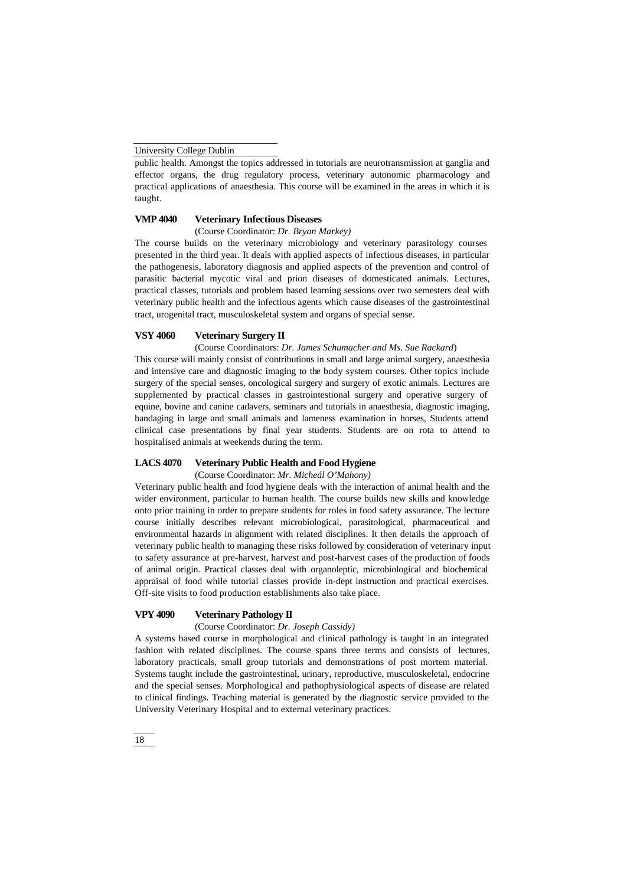public health. Amongst the topics addressed in tutorials are neurotransmission at ganglia and effector organs, the drug regulatory process, veterinary autonomic pharmacology and practical applications of anaesthesia. This course will be examined in the areas in which it is taught.

### VMP 4040 Veterinary Infectious Diseases

(Course Coordinator: *Dr. Bryan Markey)*

The course builds on the veterinary microbiology and veterinary parasitology courses presented in the third year. It deals with applied aspects of infectious diseases, in particular the pathogenesis, laboratory diagnosis and applied aspects of the prevention and control of parasitic bacterial mycotic viral and prion diseases of domesticated animals. Lectures, practical classes, tutorials and problem based learning sessions over two semesters deal with veterinary public health and the infectious agents which cause diseases of the gastrointestinal tract, urogenital tract, musculoskeletal system and organs of special sense.

### VSY 4060 Veterinary Surgery II

(Course Coordinators: *Dr. James Schumacher and Ms. Sue Rackard*)

This course will mainly consist of contributions in small and large animal surgery, anaesthesia and intensive care and diagnostic imaging to the body system courses. Other topics include surgery of the special senses, oncological surgery and surgery of exotic animals. Lectures are supplemented by practical classes in gastrointestional surgery and operative surgery of equine, bovine and canine cadavers, seminars and tutorials in anaesthesia, diagnostic imaging, bandaging in large and small animals and lameness examination in horses, Students attend clinical case presentations by final year students. Students are on rota to attend to hospitalised animals at weekends during the term.

### LACS 4070 Veterinary Public Health and Food Hygiene

(Course Coordinator: *Mr. Micheál O'Mahony)*

Veterinary public health and food hygiene deals with the interaction of animal health and the wider environment, particular to human health. The course builds new skills and knowledge onto prior training in order to prepare students for roles in food safety assurance. The lecture course initially describes relevant microbiological, parasitological, pharmaceutical and environmental hazards in alignment with related disciplines. It then details the approach of veterinary public health to managing these risks followed by consideration of veterinary input to safety assurance at pre-harvest, harvest and post-harvest cases of the production of foods of animal origin. Practical classes deal with organoleptic, microbiological and biochemical appraisal of food while tutorial classes provide in-dept instruction and practical exercises. Off-site visits to food production establishments also take place.

### VPY 4090 Veterinary Pathology II

(Course Coordinator: *Dr. Joseph Cassidy)*

A systems based course in morphological and clinical pathology is taught in an integrated fashion with related disciplines. The course spans three terms and consists of lectures, laboratory practicals, small group tutorials and demonstrations of post mortem material. Systems taught include the gastrointestinal, urinary, reproductive, musculoskeletal, endocrine and the special senses. Morphological and pathophysiological aspects of disease are related to clinical findings. Teaching material is generated by the diagnostic service provided to the University Veterinary Hospital and to external veterinary practices.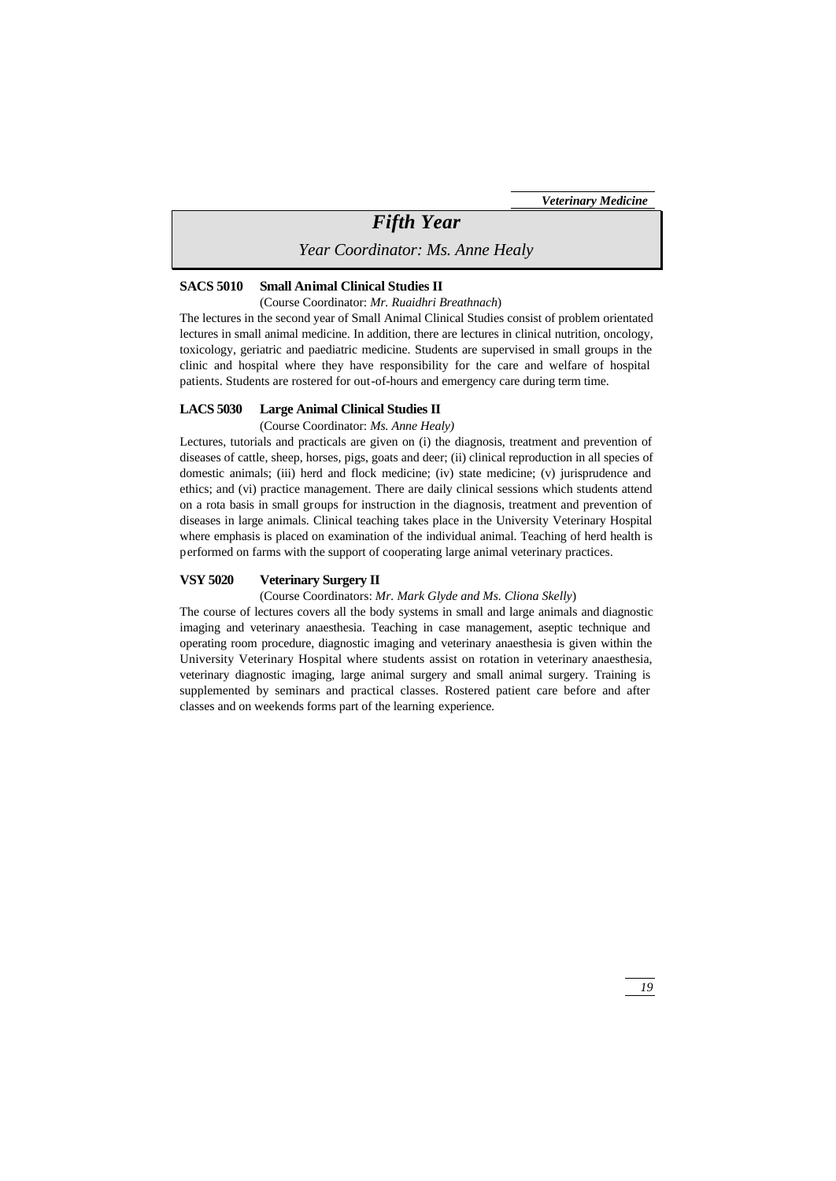# *Fifth Year*

*Year Coordinator: Ms. Anne Healy*

### SACS 5010 Small Animal Clinical Studies II

(Course Coordinator: *Mr. Ruaidhri Breathnach*)

The lectures in the second year of Small Animal Clinical Studies consist of problem orientated lectures in small animal medicine. In addition, there are lectures in clinical nutrition, oncology, toxicology, geriatric and paediatric medicine. Students are supervised in small groups in the clinic and hospital where they have responsibility for the care and welfare of hospital patients. Students are rostered for out-of-hours and emergency care during term time.

### LACS 5030 Large Animal Clinical Studies II

(Course Coordinator: *Ms. Anne Healy)*

Lectures, tutorials and practicals are given on (i) the diagnosis, treatment and prevention of diseases of cattle, sheep, horses, pigs, goats and deer; (ii) clinical reproduction in all species of domestic animals; (iii) herd and flock medicine; (iv) state medicine; (v) jurisprudence and ethics; and (vi) practice management. There are daily clinical sessions which students attend on a rota basis in small groups for instruction in the diagnosis, treatment and prevention of diseases in large animals. Clinical teaching takes place in the University Veterinary Hospital where emphasis is placed on examination of the individual animal. Teaching of herd health is performed on farms with the support of cooperating large animal veterinary practices.

### VSY 5020 Veterinary Surgery II

(Course Coordinators: *Mr. Mark Glyde and Ms. Cliona Skelly*)

The course of lectures covers all the body systems in small and large animals and diagnostic imaging and veterinary anaesthesia. Teaching in case management, aseptic technique and operating room procedure, diagnostic imaging and veterinary anaesthesia is given within the University Veterinary Hospital where students assist on rotation in veterinary anaesthesia, veterinary diagnostic imaging, large animal surgery and small animal surgery. Training is supplemented by seminars and practical classes. Rostered patient care before and after classes and on weekends forms part of the learning experience.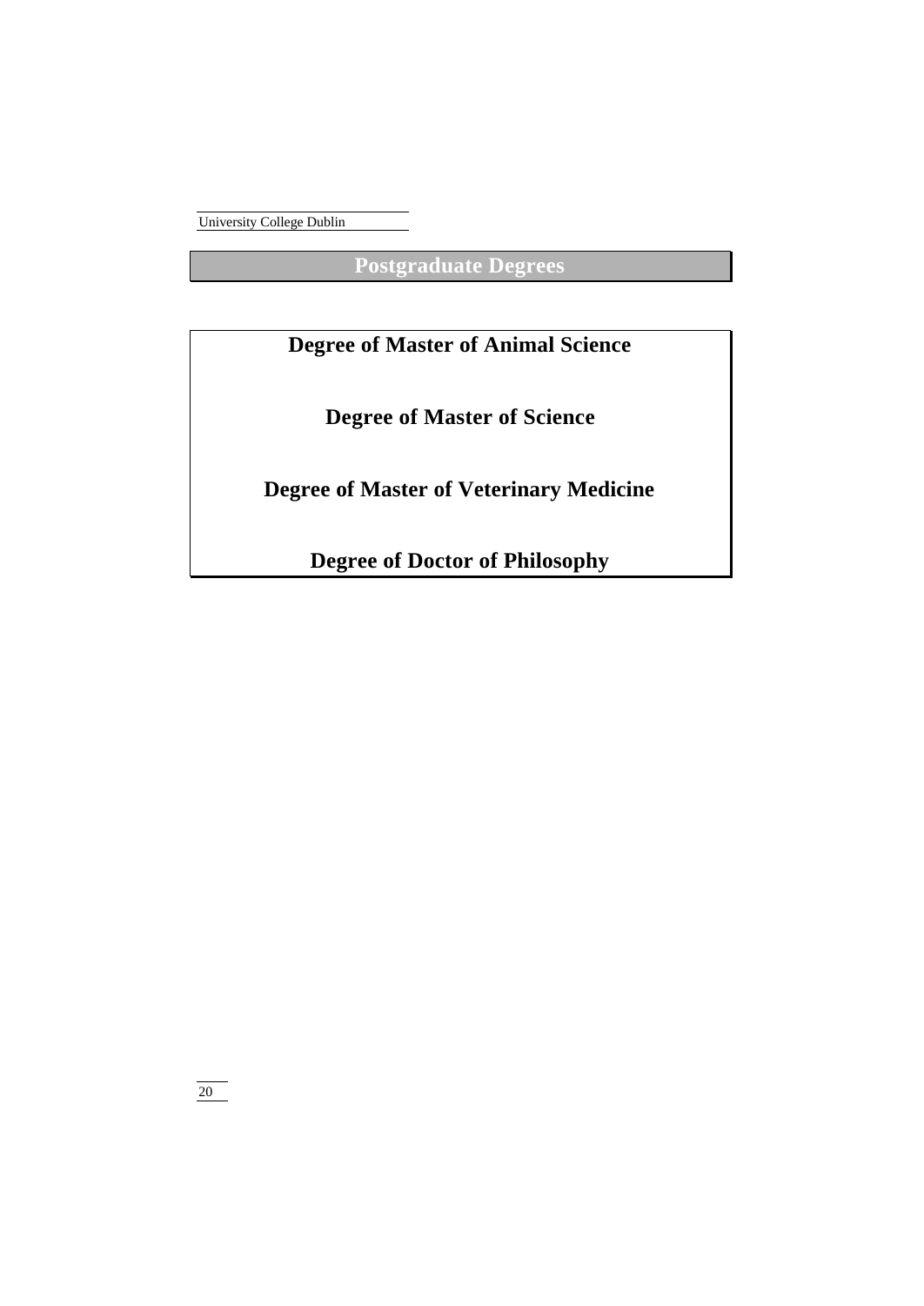# Postgraduate Degrees

## Degree of Master of Animal Science

## Degree of Master of Science

## Degree of Master of Veterinary Medicine

## Degree of Doctor of Philosophy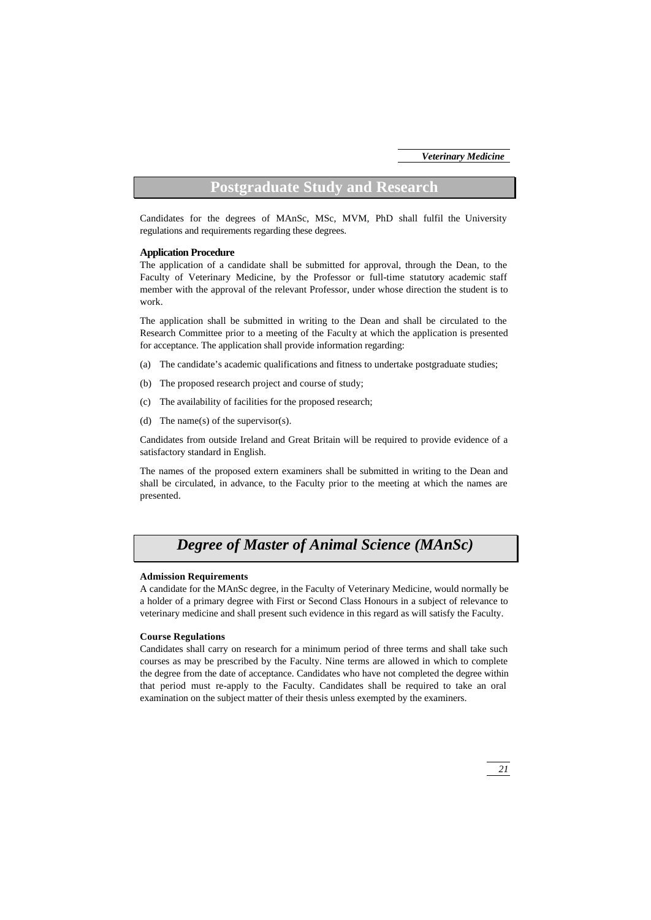## Postgraduate Study and Research

Candidates for the degrees of MAnSc, MSc, MVM, PhD shall fulfil the University regulations and requirements regarding these degrees.

### Application Procedure

The application of a candidate shall be submitted for approval, through the Dean, to the Faculty of Veterinary Medicine, by the Professor or full-time statutory academic staff member with the approval of the relevant Professor, under whose direction the student is to work.

The application shall be submitted in writing to the Dean and shall be circulated to the Research Committee prior to a meeting of the Faculty at which the application is presented for acceptance. The application shall provide information regarding:

(a) The candidate's academic qualifications and fitness to undertake postgraduate studies;

(b) The proposed research project and course of study;

(c) The availability of facilities for the proposed research;

(d) The name(s) of the supervisor(s).

Candidates from outside Ireland and Great Britain will be required to provide evidence of a satisfactory standard in English.

The names of the proposed extern examiners shall be submitted in writing to the Dean and shall be circulated, in advance, to the Faculty prior to the meeting at which the names are presented.

## *Degree of Master of Animal Science (MAnSc)*

### Admission Requirements

A candidate for the MAnSc degree, in the Faculty of Veterinary Medicine, would normally be a holder of a primary degree with First or Second Class Honours in a subject of relevance to veterinary medicine and shall present such evidence in this regard as will satisfy the Faculty.

### Course Regulations

Candidates shall carry on research for a minimum period of three terms and shall take such courses as may be prescribed by the Faculty. Nine terms are allowed in which to complete the degree from the date of acceptance. Candidates who have not completed the degree within that period must re-apply to the Faculty. Candidates shall be required to take an oral examination on the subject matter of their thesis unless exempted by the examiners.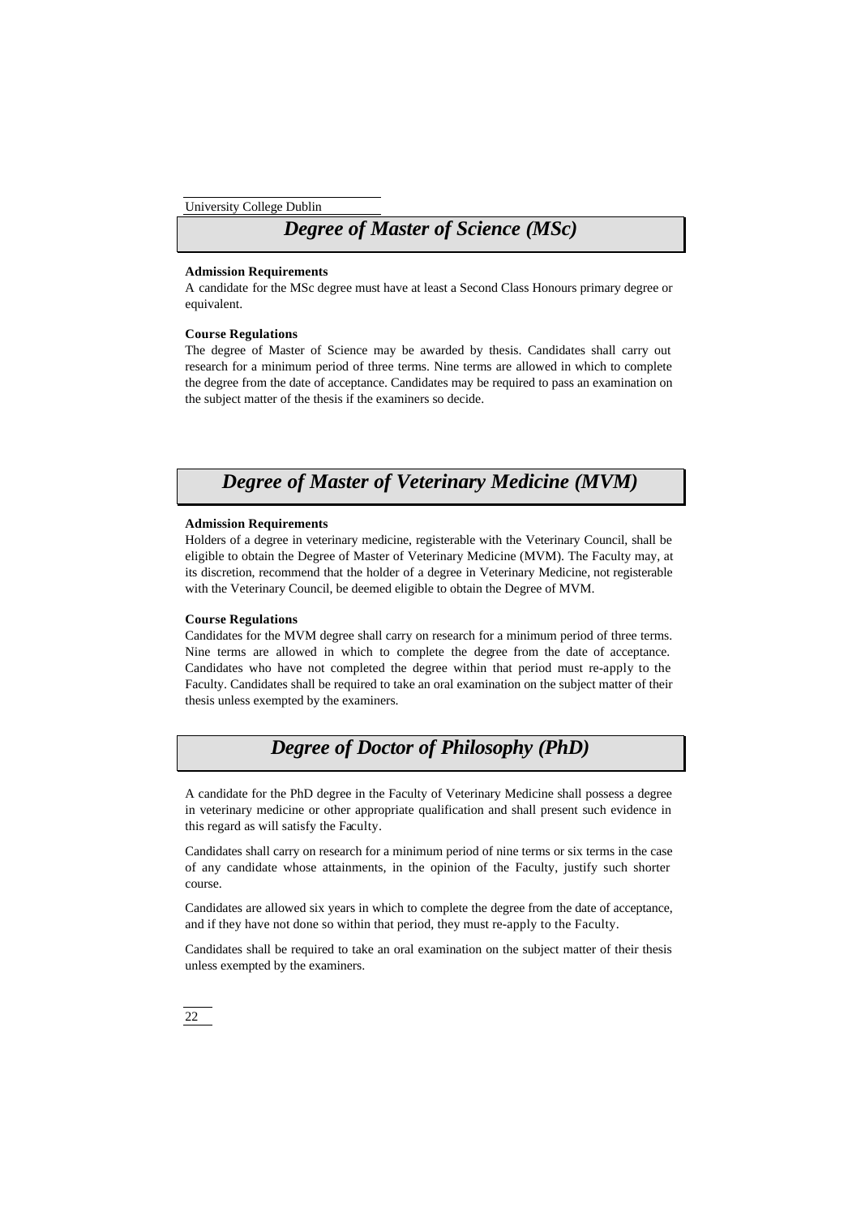## *Degree of Master of Science (MSc)*

**Admission Requirements**

A candidate for the MSc degree must have at least a Second Class Honours primary degree or equivalent.

**Course Regulations**

The degree of Master of Science may be awarded by thesis. Candidates shall carry out research for a minimum period of three terms. Nine terms are allowed in which to complete the degree from the date of acceptance. Candidates may be required to pass an examination on the subject matter of the thesis if the examiners so decide.

## *Degree of Master of Veterinary Medicine (MVM)*

**Admission Requirements**

Holders of a degree in veterinary medicine, registerable with the Veterinary Council, shall be eligible to obtain the Degree of Master of Veterinary Medicine (MVM). The Faculty may, at its discretion, recommend that the holder of a degree in Veterinary Medicine, not registerable with the Veterinary Council, be deemed eligible to obtain the Degree of MVM.

**Course Regulations**

Candidates for the MVM degree shall carry on research for a minimum period of three terms. Nine terms are allowed in which to complete the degree from the date of acceptance. Candidates who have not completed the degree within that period must re-apply to the Faculty. Candidates shall be required to take an oral examination on the subject matter of their thesis unless exempted by the examiners.

## *Degree of Doctor of Philosophy (PhD)*

A candidate for the PhD degree in the Faculty of Veterinary Medicine shall possess a degree in veterinary medicine or other appropriate qualification and shall present such evidence in this regard as will satisfy the Faculty.

Candidates shall carry on research for a minimum period of nine terms or six terms in the case of any candidate whose attainments, in the opinion of the Faculty, justify such shorter course.

Candidates are allowed six years in which to complete the degree from the date of acceptance, and if they have not done so within that period, they must re-apply to the Faculty.

Candidates shall be required to take an oral examination on the subject matter of their thesis unless exempted by the examiners.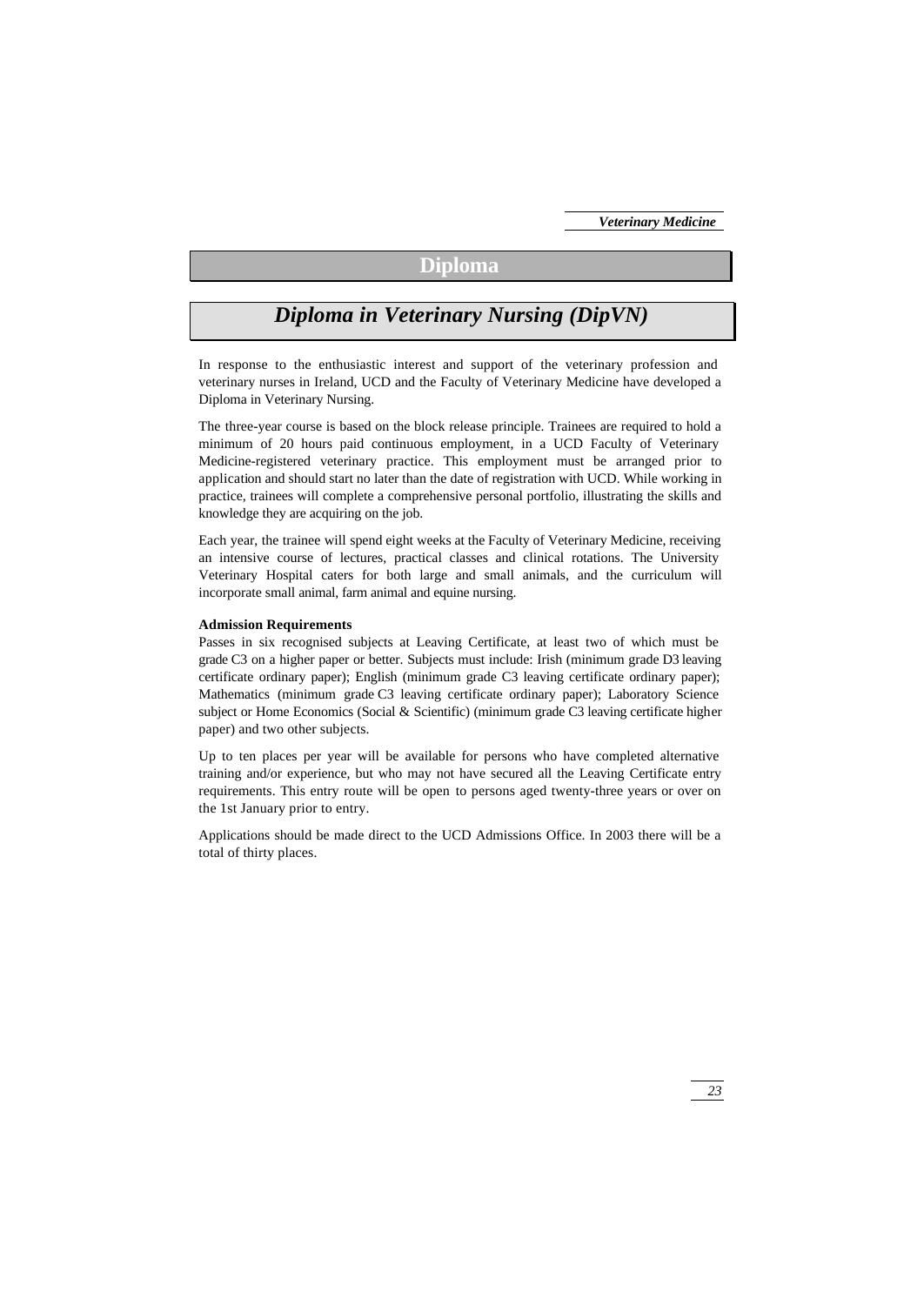# Diploma

## *Diploma in Veterinary Nursing (DipVN)*

In response to the enthusiastic interest and support of the veterinary profession and veterinary nurses in Ireland, UCD and the Faculty of Veterinary Medicine have developed a Diploma in Veterinary Nursing.

The three-year course is based on the block release principle. Trainees are required to hold a minimum of 20 hours paid continuous employment, in a UCD Faculty of Veterinary Medicine-registered veterinary practice. This employment must be arranged prior to application and should start no later than the date of registration with UCD. While working in practice, trainees will complete a comprehensive personal portfolio, illustrating the skills and knowledge they are acquiring on the job.

Each year, the trainee will spend eight weeks at the Faculty of Veterinary Medicine, receiving an intensive course of lectures, practical classes and clinical rotations. The University Veterinary Hospital caters for both large and small animals, and the curriculum will incorporate small animal, farm animal and equine nursing.

**Admission Requirements**

Passes in six recognised subjects at Leaving Certificate, at least two of which must be grade C3 on a higher paper or better. Subjects must include: Irish (minimum grade D3 leaving certificate ordinary paper); English (minimum grade C3 leaving certificate ordinary paper); Mathematics (minimum grade C3 leaving certificate ordinary paper); Laboratory Science subject or Home Economics (Social & Scientific) (minimum grade C3 leaving certificate higher paper) and two other subjects.

Up to ten places per year will be available for persons who have completed alternative training and/or experience, but who may not have secured all the Leaving Certificate entry requirements. This entry route will be open to persons aged twenty-three years or over on the 1st January prior to entry.

Applications should be made direct to the UCD Admissions Office. In 2003 there will be a total of thirty places.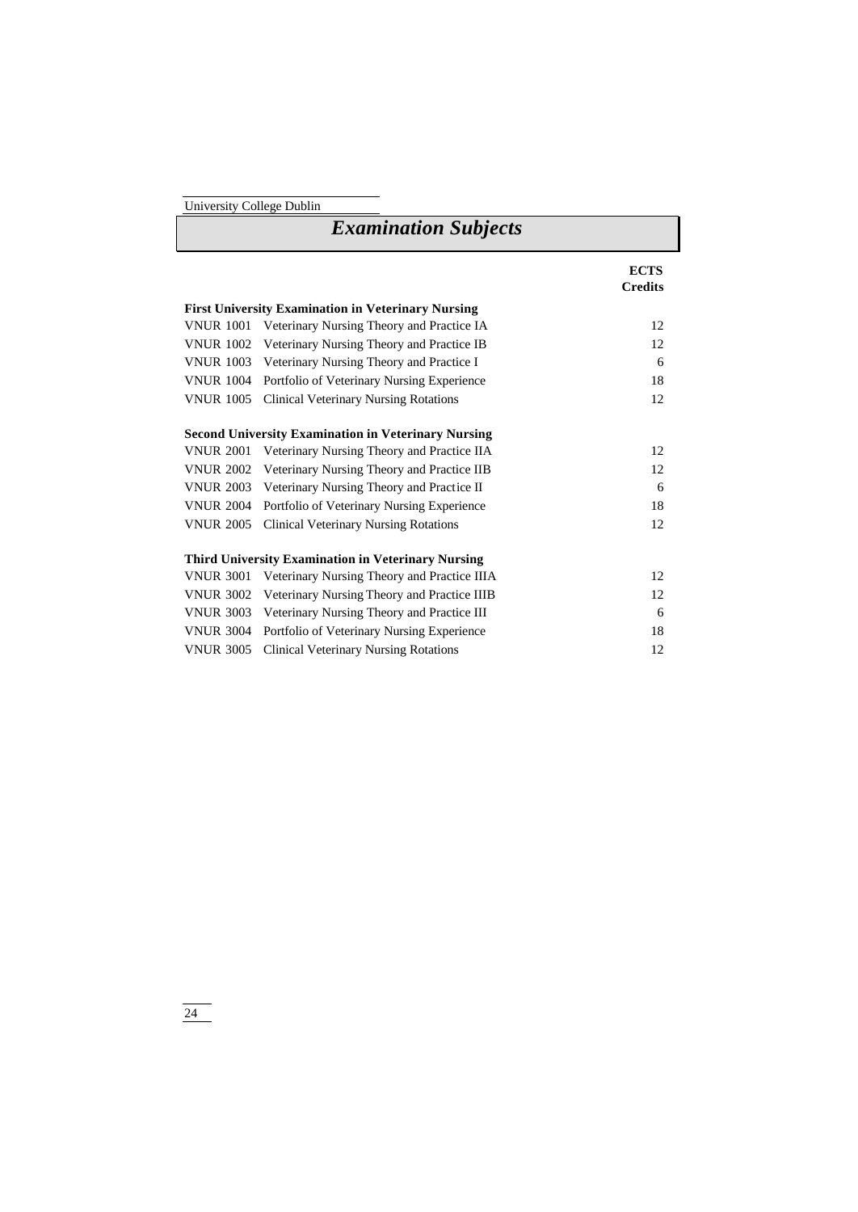# *Examination Subjects*

| | | ECTS Credits |
|---|---|---|
| **First University Examination in Veterinary Nursing** | | |
| VNUR 1001 | Veterinary Nursing Theory and Practice IA | 12 |
| VNUR 1002 | Veterinary Nursing Theory and Practice IB | 12 |
| VNUR 1003 | Veterinary Nursing Theory and Practice I | 6 |
| VNUR 1004 | Portfolio of Veterinary Nursing Experience | 18 |
| VNUR 1005 | Clinical Veterinary Nursing Rotations | 12 |
| **Second University Examination in Veterinary Nursing** | | |
| VNUR 2001 | Veterinary Nursing Theory and Practice IIA | 12 |
| VNUR 2002 | Veterinary Nursing Theory and Practice IIB | 12 |
| VNUR 2003 | Veterinary Nursing Theory and Practice II | 6 |
| VNUR 2004 | Portfolio of Veterinary Nursing Experience | 18 |
| VNUR 2005 | Clinical Veterinary Nursing Rotations | 12 |
| **Third University Examination in Veterinary Nursing** | | |
| VNUR 3001 | Veterinary Nursing Theory and Practice IIIA | 12 |
| VNUR 3002 | Veterinary Nursing Theory and Practice IIIB | 12 |
| VNUR 3003 | Veterinary Nursing Theory and Practice III | 6 |
| VNUR 3004 | Portfolio of Veterinary Nursing Experience | 18 |
| VNUR 3005 | Clinical Veterinary Nursing Rotations | 12 |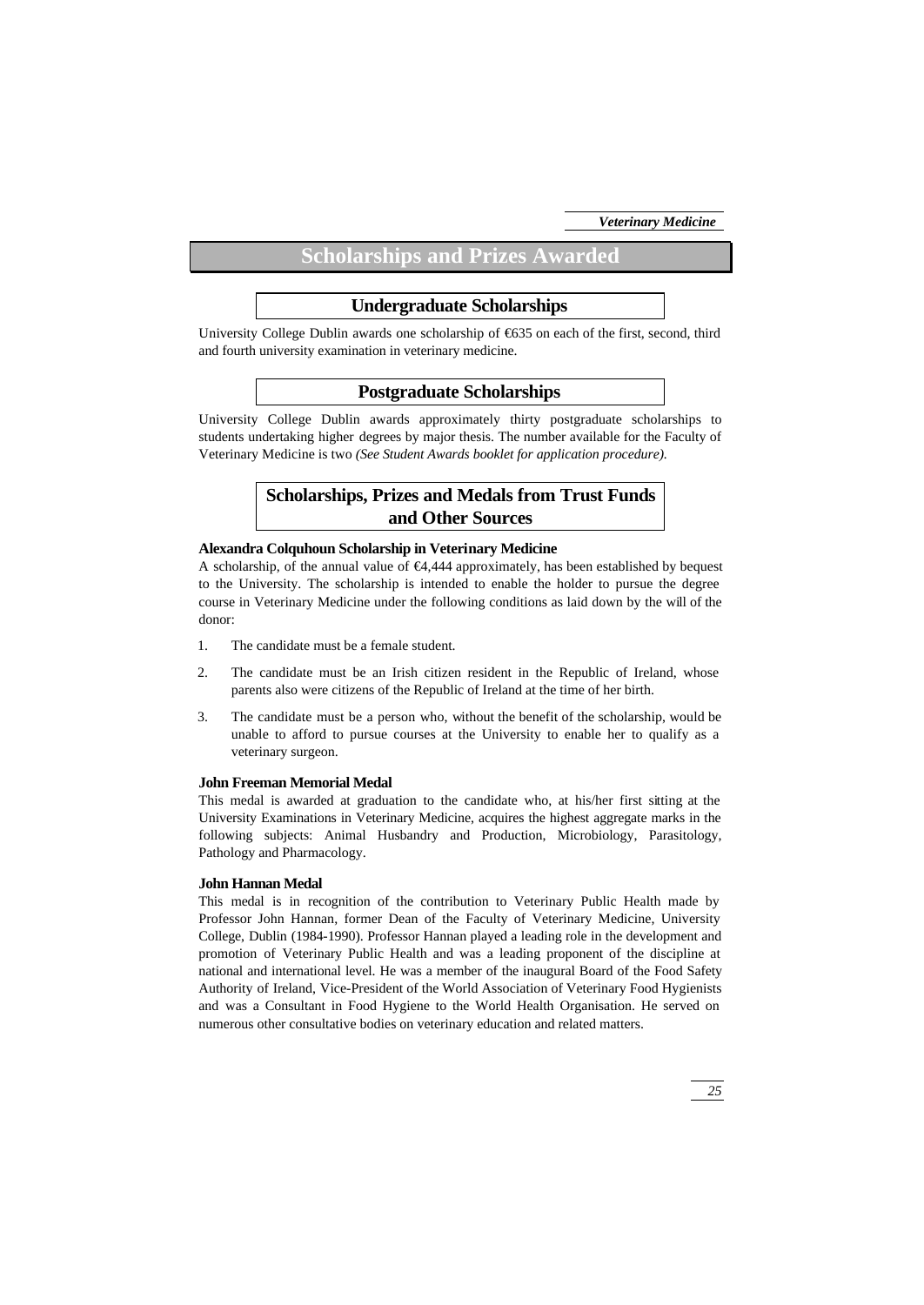# Scholarships and Prizes Awarded

## Undergraduate Scholarships

University College Dublin awards one scholarship of €635 on each of the first, second, third and fourth university examination in veterinary medicine.

## Postgraduate Scholarships

University College Dublin awards approximately thirty postgraduate scholarships to students undertaking higher degrees by major thesis. The number available for the Faculty of Veterinary Medicine is two *(See Student Awards booklet for application procedure).*

## Scholarships, Prizes and Medals from Trust Funds and Other Sources

**Alexandra Colquhoun Scholarship in Veterinary Medicine**

A scholarship, of the annual value of €4,444 approximately, has been established by bequest to the University. The scholarship is intended to enable the holder to pursue the degree course in Veterinary Medicine under the following conditions as laid down by the will of the donor:

1. The candidate must be a female student.
2. The candidate must be an Irish citizen resident in the Republic of Ireland, whose parents also were citizens of the Republic of Ireland at the time of her birth.
3. The candidate must be a person who, without the benefit of the scholarship, would be unable to afford to pursue courses at the University to enable her to qualify as a veterinary surgeon.

**John Freeman Memorial Medal**

This medal is awarded at graduation to the candidate who, at his/her first sitting at the University Examinations in Veterinary Medicine, acquires the highest aggregate marks in the following subjects: Animal Husbandry and Production, Microbiology, Parasitology, Pathology and Pharmacology.

**John Hannan Medal**

This medal is in recognition of the contribution to Veterinary Public Health made by Professor John Hannan, former Dean of the Faculty of Veterinary Medicine, University College, Dublin (1984-1990). Professor Hannan played a leading role in the development and promotion of Veterinary Public Health and was a leading proponent of the discipline at national and international level. He was a member of the inaugural Board of the Food Safety Authority of Ireland, Vice-President of the World Association of Veterinary Food Hygienists and was a Consultant in Food Hygiene to the World Health Organisation. He served on numerous other consultative bodies on veterinary education and related matters.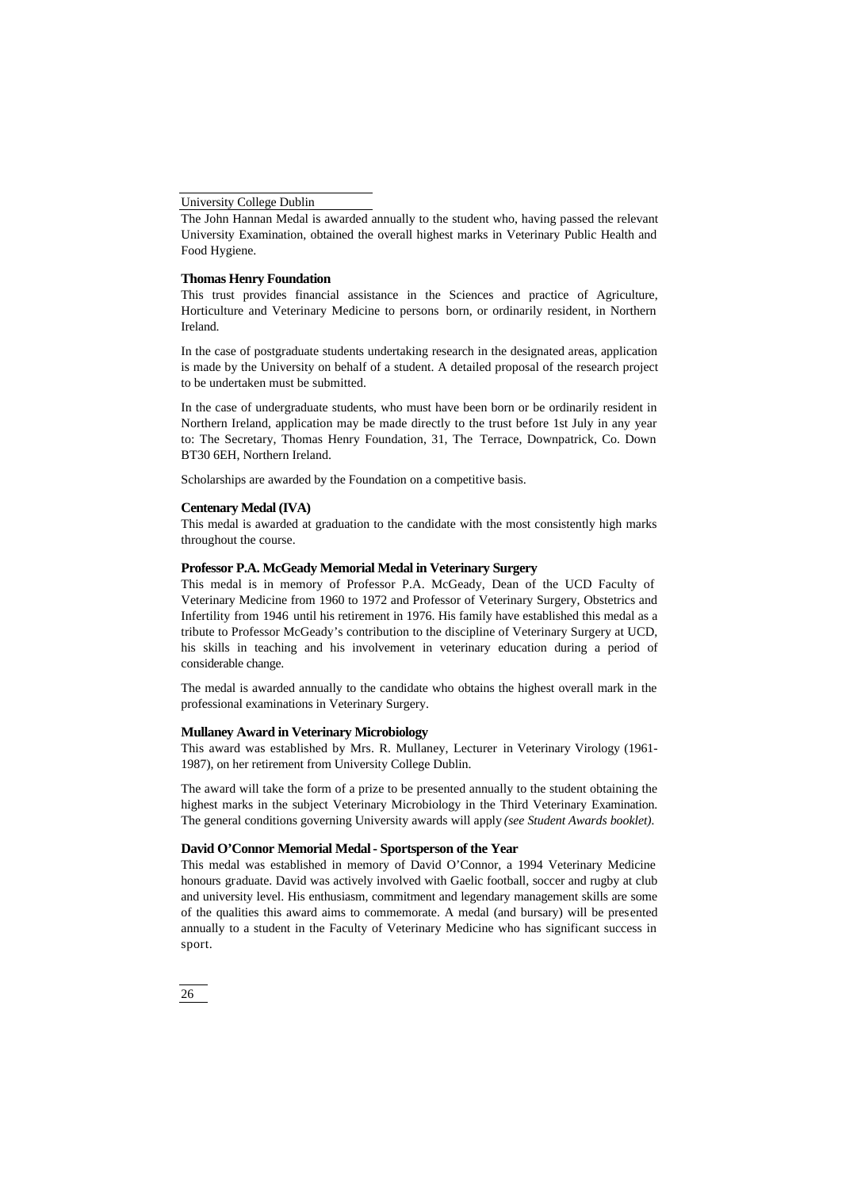The John Hannan Medal is awarded annually to the student who, having passed the relevant University Examination, obtained the overall highest marks in Veterinary Public Health and Food Hygiene.

### Thomas Henry Foundation

This trust provides financial assistance in the Sciences and practice of Agriculture, Horticulture and Veterinary Medicine to persons born, or ordinarily resident, in Northern Ireland.

In the case of postgraduate students undertaking research in the designated areas, application is made by the University on behalf of a student. A detailed proposal of the research project to be undertaken must be submitted.

In the case of undergraduate students, who must have been born or be ordinarily resident in Northern Ireland, application may be made directly to the trust before 1st July in any year to: The Secretary, Thomas Henry Foundation, 31, The Terrace, Downpatrick, Co. Down BT30 6EH, Northern Ireland.

Scholarships are awarded by the Foundation on a competitive basis.

### Centenary Medal (IVA)

This medal is awarded at graduation to the candidate with the most consistently high marks throughout the course.

### Professor P.A. McGeady Memorial Medal in Veterinary Surgery

This medal is in memory of Professor P.A. McGeady, Dean of the UCD Faculty of Veterinary Medicine from 1960 to 1972 and Professor of Veterinary Surgery, Obstetrics and Infertility from 1946 until his retirement in 1976. His family have established this medal as a tribute to Professor McGeady's contribution to the discipline of Veterinary Surgery at UCD, his skills in teaching and his involvement in veterinary education during a period of considerable change.

The medal is awarded annually to the candidate who obtains the highest overall mark in the professional examinations in Veterinary Surgery.

### Mullaney Award in Veterinary Microbiology

This award was established by Mrs. R. Mullaney, Lecturer in Veterinary Virology (1961-1987), on her retirement from University College Dublin.

The award will take the form of a prize to be presented annually to the student obtaining the highest marks in the subject Veterinary Microbiology in the Third Veterinary Examination. The general conditions governing University awards will apply *(see Student Awards booklet)*.

### David O'Connor Memorial Medal - Sportsperson of the Year

This medal was established in memory of David O'Connor, a 1994 Veterinary Medicine honours graduate. David was actively involved with Gaelic football, soccer and rugby at club and university level. His enthusiasm, commitment and legendary management skills are some of the qualities this award aims to commemorate. A medal (and bursary) will be presented annually to a student in the Faculty of Veterinary Medicine who has significant success in sport.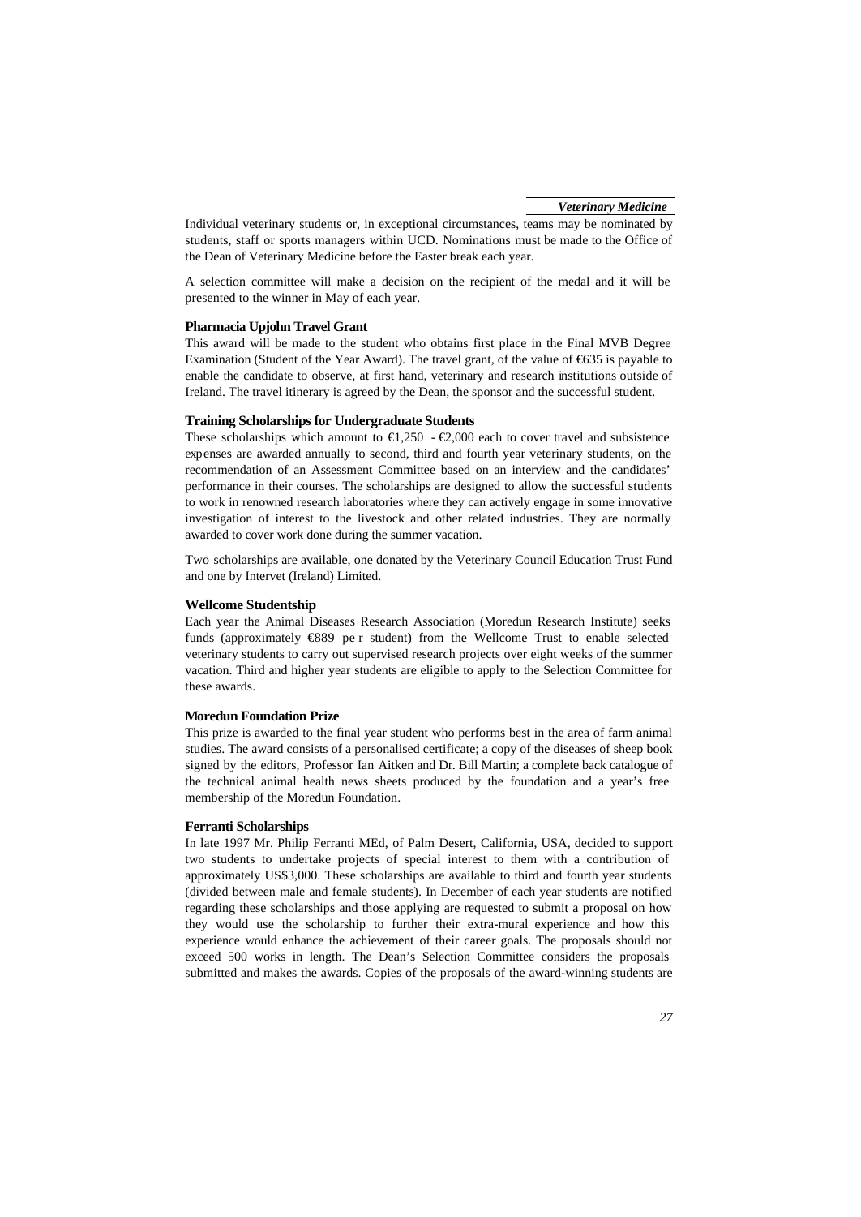Individual veterinary students or, in exceptional circumstances, teams may be nominated by students, staff or sports managers within UCD. Nominations must be made to the Office of the Dean of Veterinary Medicine before the Easter break each year.

A selection committee will make a decision on the recipient of the medal and it will be presented to the winner in May of each year.

**Pharmacia Upjohn Travel Grant**

This award will be made to the student who obtains first place in the Final MVB Degree Examination (Student of the Year Award). The travel grant, of the value of €635 is payable to enable the candidate to observe, at first hand, veterinary and research institutions outside of Ireland. The travel itinerary is agreed by the Dean, the sponsor and the successful student.

**Training Scholarships for Undergraduate Students**

These scholarships which amount to €1,250 - €2,000 each to cover travel and subsistence expenses are awarded annually to second, third and fourth year veterinary students, on the recommendation of an Assessment Committee based on an interview and the candidates' performance in their courses. The scholarships are designed to allow the successful students to work in renowned research laboratories where they can actively engage in some innovative investigation of interest to the livestock and other related industries. They are normally awarded to cover work done during the summer vacation.

Two scholarships are available, one donated by the Veterinary Council Education Trust Fund and one by Intervet (Ireland) Limited.

**Wellcome Studentship**

Each year the Animal Diseases Research Association (Moredun Research Institute) seeks funds (approximately €889 per student) from the Wellcome Trust to enable selected veterinary students to carry out supervised research projects over eight weeks of the summer vacation. Third and higher year students are eligible to apply to the Selection Committee for these awards.

**Moredun Foundation Prize**

This prize is awarded to the final year student who performs best in the area of farm animal studies. The award consists of a personalised certificate; a copy of the diseases of sheep book signed by the editors, Professor Ian Aitken and Dr. Bill Martin; a complete back catalogue of the technical animal health news sheets produced by the foundation and a year's free membership of the Moredun Foundation.

**Ferranti Scholarships**

In late 1997 Mr. Philip Ferranti MEd, of Palm Desert, California, USA, decided to support two students to undertake projects of special interest to them with a contribution of approximately US$3,000. These scholarships are available to third and fourth year students (divided between male and female students). In December of each year students are notified regarding these scholarships and those applying are requested to submit a proposal on how they would use the scholarship to further their extra-mural experience and how this experience would enhance the achievement of their career goals. The proposals should not exceed 500 works in length. The Dean's Selection Committee considers the proposals submitted and makes the awards. Copies of the proposals of the award-winning students are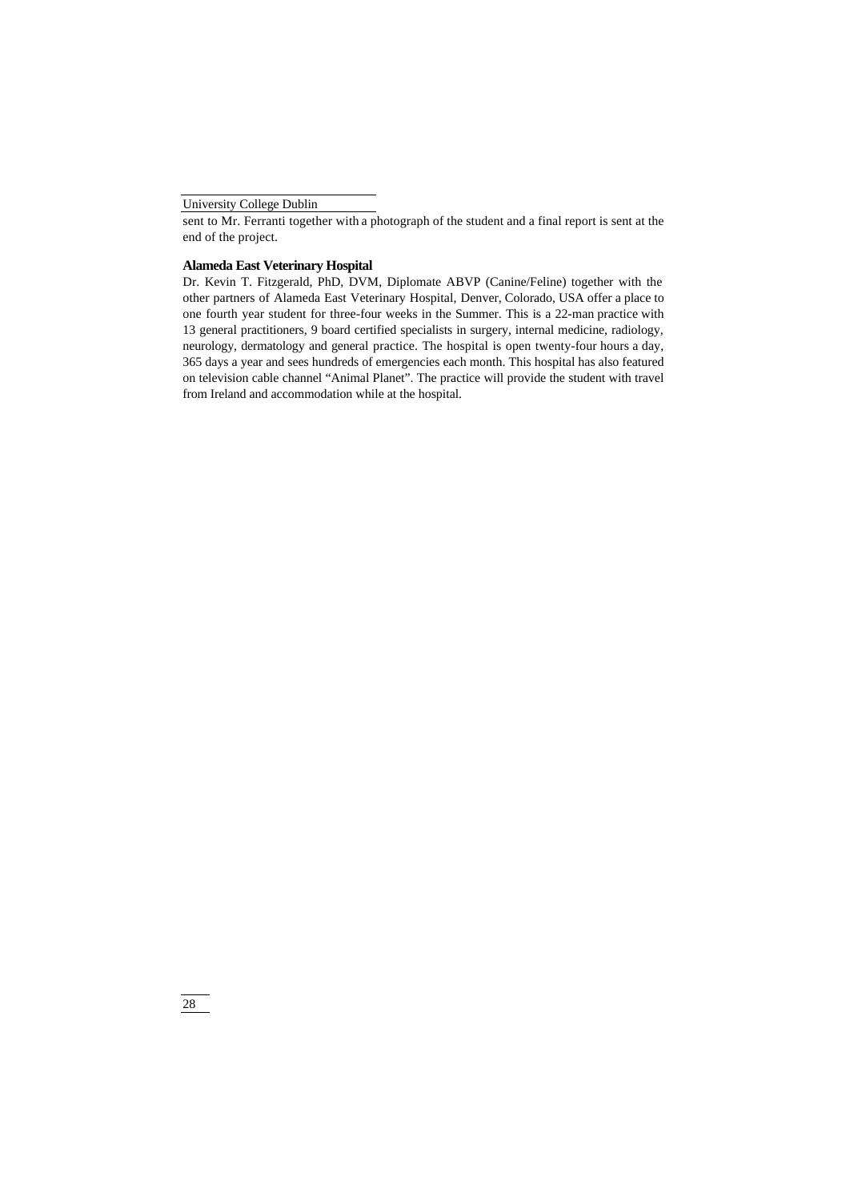sent to Mr. Ferranti together with a photograph of the student and a final report is sent at the end of the project.

**Alameda East Veterinary Hospital**

Dr. Kevin T. Fitzgerald, PhD, DVM, Diplomate ABVP (Canine/Feline) together with the other partners of Alameda East Veterinary Hospital, Denver, Colorado, USA offer a place to one fourth year student for three-four weeks in the Summer. This is a 22-man practice with 13 general practitioners, 9 board certified specialists in surgery, internal medicine, radiology, neurology, dermatology and general practice. The hospital is open twenty-four hours a day, 365 days a year and sees hundreds of emergencies each month. This hospital has also featured on television cable channel "Animal Planet". The practice will provide the student with travel from Ireland and accommodation while at the hospital.